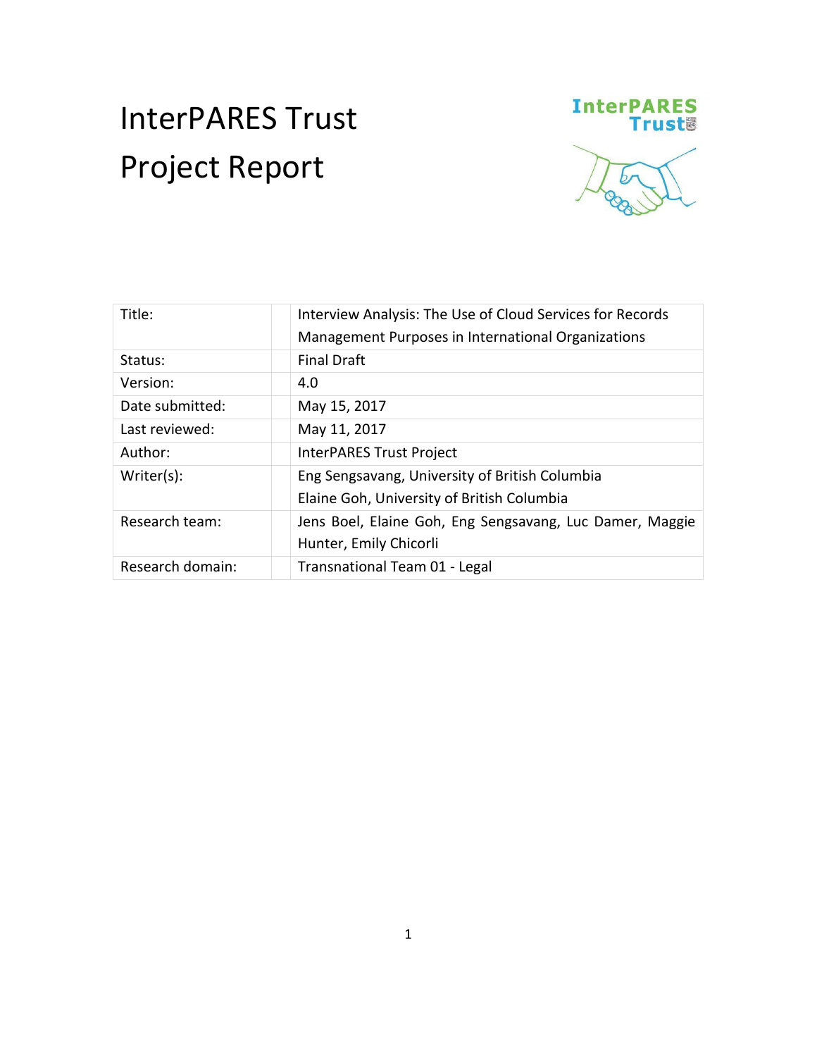# InterPARES Trust Project Report

| | | |
|---|---|---|
| Title: | | Interview Analysis: The Use of Cloud Services for Records Management Purposes in International Organizations |
| Status: | | Final Draft |
| Version: | | 4.0 |
| Date submitted: | | May 15, 2017 |
| Last reviewed: | | May 11, 2017 |
| Author: | | InterPARES Trust Project |
| Writer(s): | | Eng Sengsavang, University of British Columbia<br>Elaine Goh, University of British Columbia |
| Research team: | | Jens Boel, Elaine Goh, Eng Sengsavang, Luc Damer, Maggie Hunter, Emily Chicorli |
| Research domain: | | Transnational Team 01 - Legal |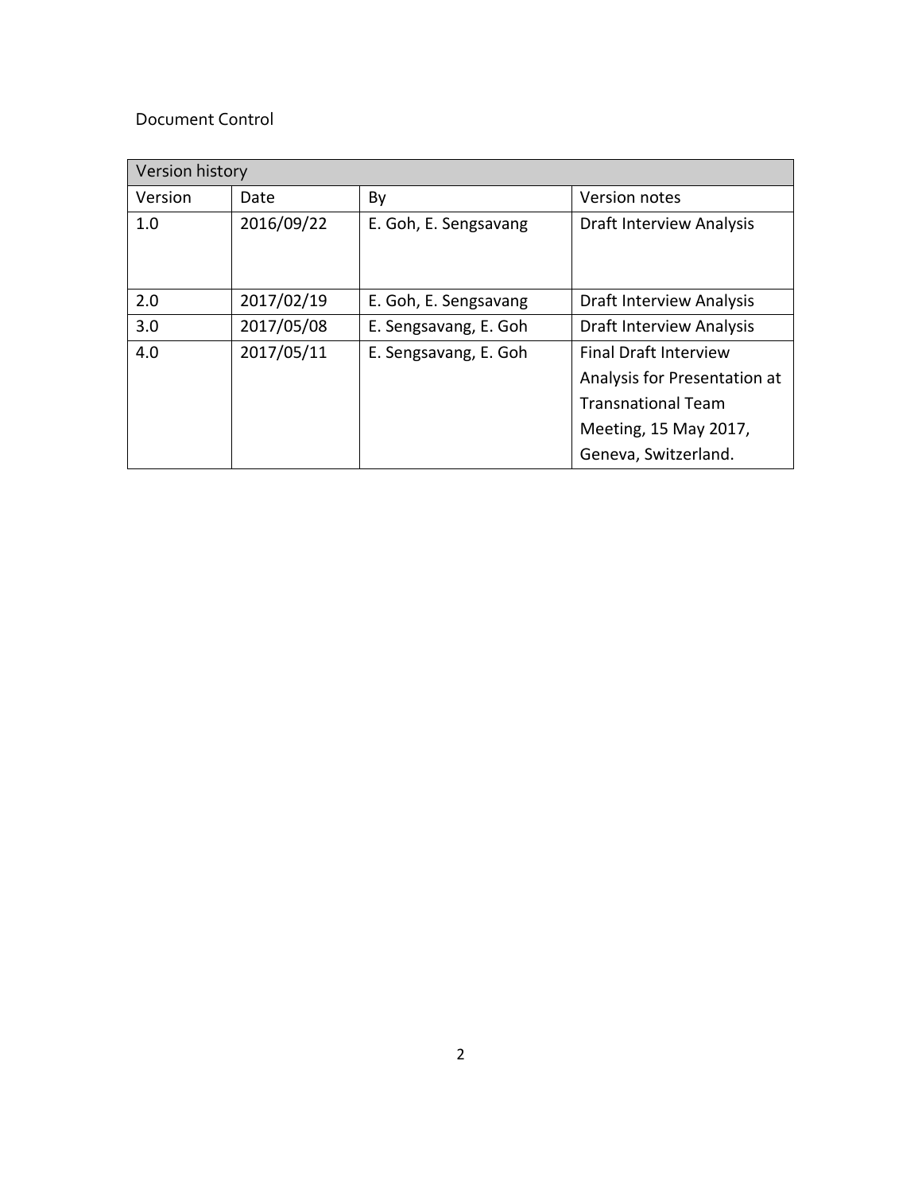Document Control

| Version history | | | |
|---|---|---|---|
| Version | Date | By | Version notes |
| 1.0 | 2016/09/22 | E. Goh, E. Sengsavang | Draft Interview Analysis |
| 2.0 | 2017/02/19 | E. Goh, E. Sengsavang | Draft Interview Analysis |
| 3.0 | 2017/05/08 | E. Sengsavang, E. Goh | Draft Interview Analysis |
| 4.0 | 2017/05/11 | E. Sengsavang, E. Goh | Final Draft Interview Analysis for Presentation at Transnational Team Meeting, 15 May 2017, Geneva, Switzerland. |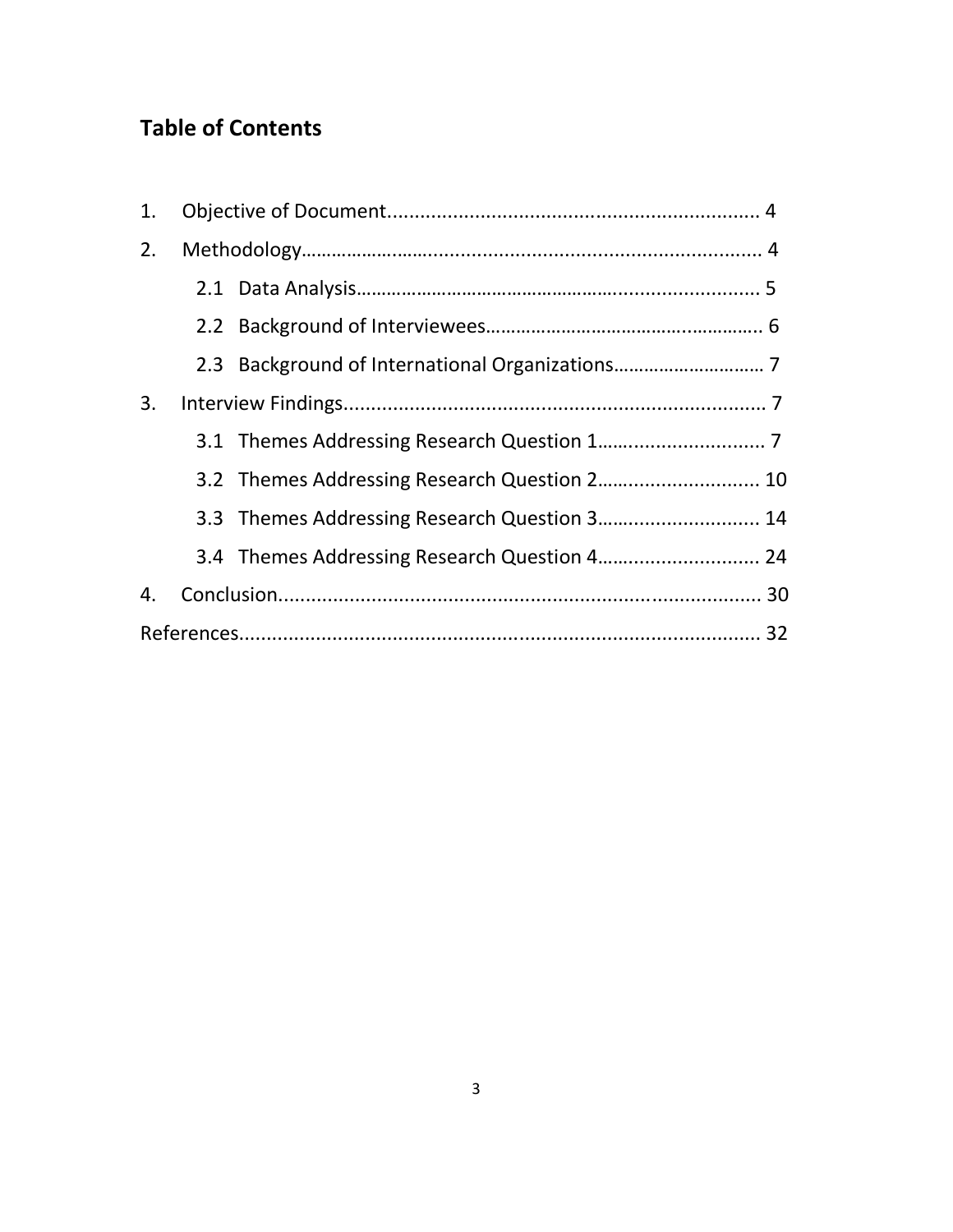## Table of Contents

1. Objective of Document ........................................ 4
2. Methodology ........................................ 4
    - 2.1 Data Analysis ........................................ 5
    - 2.2 Background of Interviewees ........................................ 6
    - 2.3 Background of International Organizations ........................................ 7
3. Interview Findings ........................................ 7
    - 3.1 Themes Addressing Research Question 1 ........................................ 7
    - 3.2 Themes Addressing Research Question 2 ........................................ 10
    - 3.3 Themes Addressing Research Question 3 ........................................ 14
    - 3.4 Themes Addressing Research Question 4 ........................................ 24
4. Conclusion ........................................ 30

References ........................................ 32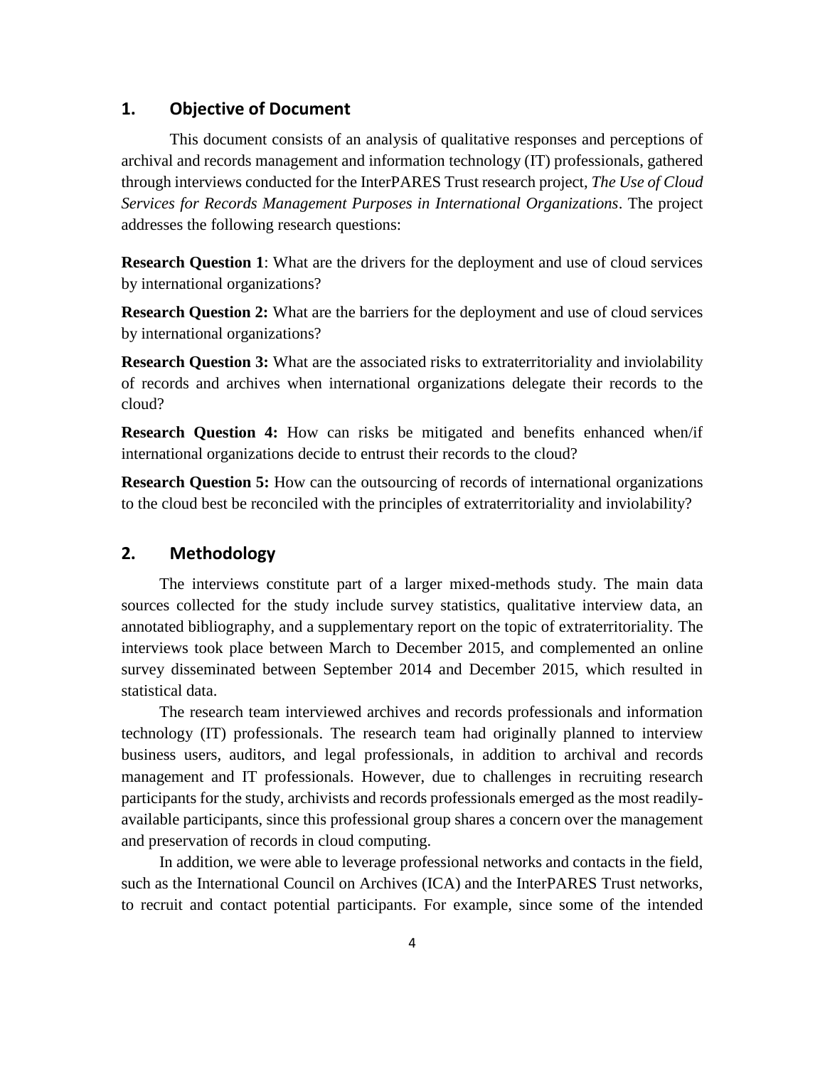## 1. Objective of Document

This document consists of an analysis of qualitative responses and perceptions of archival and records management and information technology (IT) professionals, gathered through interviews conducted for the InterPARES Trust research project, *The Use of Cloud Services for Records Management Purposes in International Organizations*. The project addresses the following research questions:

**Research Question 1**: What are the drivers for the deployment and use of cloud services by international organizations?

**Research Question 2:** What are the barriers for the deployment and use of cloud services by international organizations?

**Research Question 3:** What are the associated risks to extraterritoriality and inviolability of records and archives when international organizations delegate their records to the cloud?

**Research Question 4:** How can risks be mitigated and benefits enhanced when/if international organizations decide to entrust their records to the cloud?

**Research Question 5:** How can the outsourcing of records of international organizations to the cloud best be reconciled with the principles of extraterritoriality and inviolability?

## 2. Methodology

The interviews constitute part of a larger mixed-methods study. The main data sources collected for the study include survey statistics, qualitative interview data, an annotated bibliography, and a supplementary report on the topic of extraterritoriality. The interviews took place between March to December 2015, and complemented an online survey disseminated between September 2014 and December 2015, which resulted in statistical data.

The research team interviewed archives and records professionals and information technology (IT) professionals. The research team had originally planned to interview business users, auditors, and legal professionals, in addition to archival and records management and IT professionals. However, due to challenges in recruiting research participants for the study, archivists and records professionals emerged as the most readily-available participants, since this professional group shares a concern over the management and preservation of records in cloud computing.

In addition, we were able to leverage professional networks and contacts in the field, such as the International Council on Archives (ICA) and the InterPARES Trust networks, to recruit and contact potential participants. For example, since some of the intended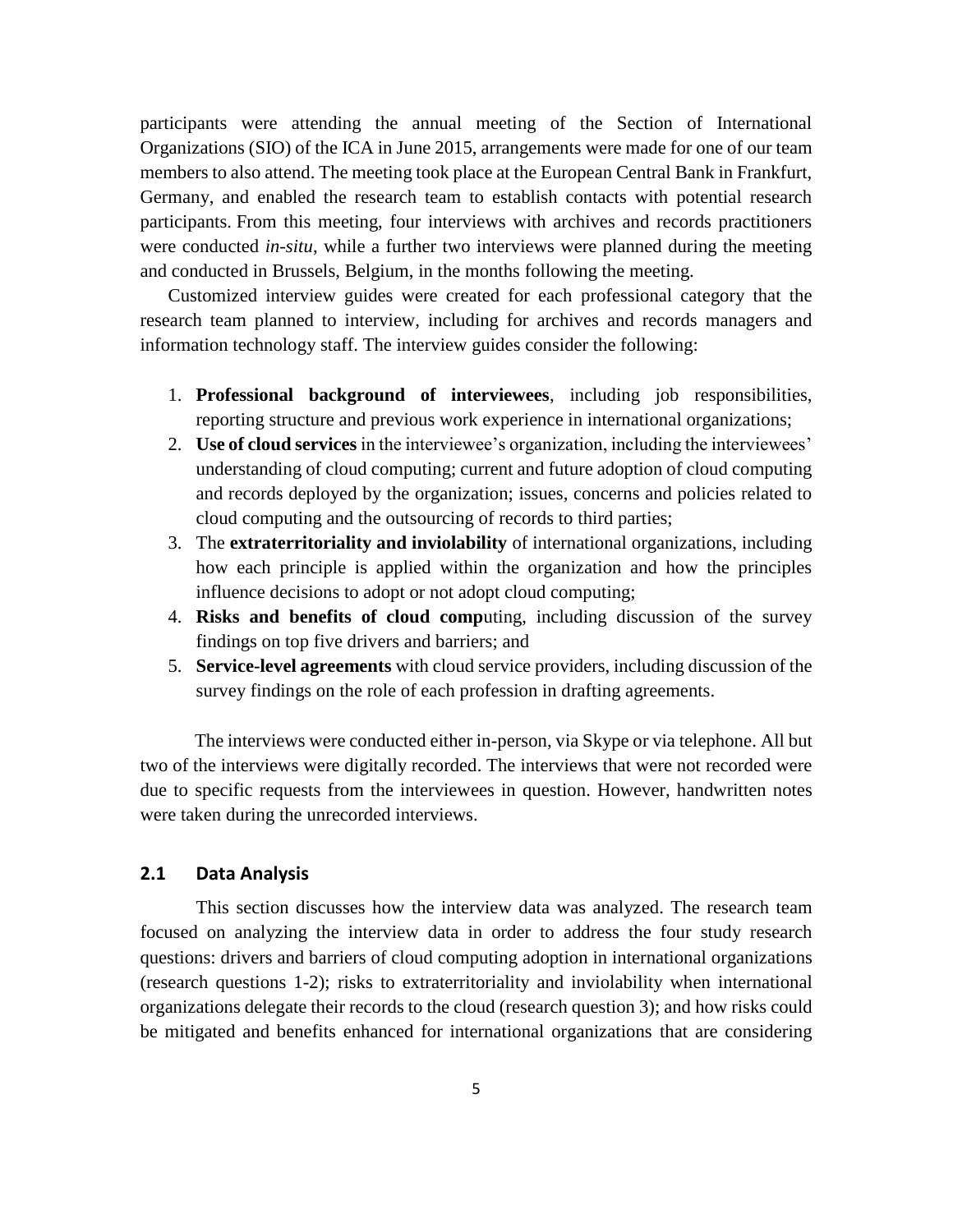participants were attending the annual meeting of the Section of International Organizations (SIO) of the ICA in June 2015, arrangements were made for one of our team members to also attend. The meeting took place at the European Central Bank in Frankfurt, Germany, and enabled the research team to establish contacts with potential research participants. From this meeting, four interviews with archives and records practitioners were conducted *in-situ*, while a further two interviews were planned during the meeting and conducted in Brussels, Belgium, in the months following the meeting.

Customized interview guides were created for each professional category that the research team planned to interview, including for archives and records managers and information technology staff. The interview guides consider the following:

1. **Professional background of interviewees**, including job responsibilities, reporting structure and previous work experience in international organizations;
2. **Use of cloud services** in the interviewee's organization, including the interviewees' understanding of cloud computing; current and future adoption of cloud computing and records deployed by the organization; issues, concerns and policies related to cloud computing and the outsourcing of records to third parties;
3. The **extraterritoriality and inviolability** of international organizations, including how each principle is applied within the organization and how the principles influence decisions to adopt or not adopt cloud computing;
4. **Risks and benefits of cloud comp**uting, including discussion of the survey findings on top five drivers and barriers; and
5. **Service-level agreements** with cloud service providers, including discussion of the survey findings on the role of each profession in drafting agreements.

The interviews were conducted either in-person, via Skype or via telephone. All but two of the interviews were digitally recorded. The interviews that were not recorded were due to specific requests from the interviewees in question. However, handwritten notes were taken during the unrecorded interviews.

## 2.1 Data Analysis

This section discusses how the interview data was analyzed. The research team focused on analyzing the interview data in order to address the four study research questions: drivers and barriers of cloud computing adoption in international organizations (research questions 1-2); risks to extraterritoriality and inviolability when international organizations delegate their records to the cloud (research question 3); and how risks could be mitigated and benefits enhanced for international organizations that are considering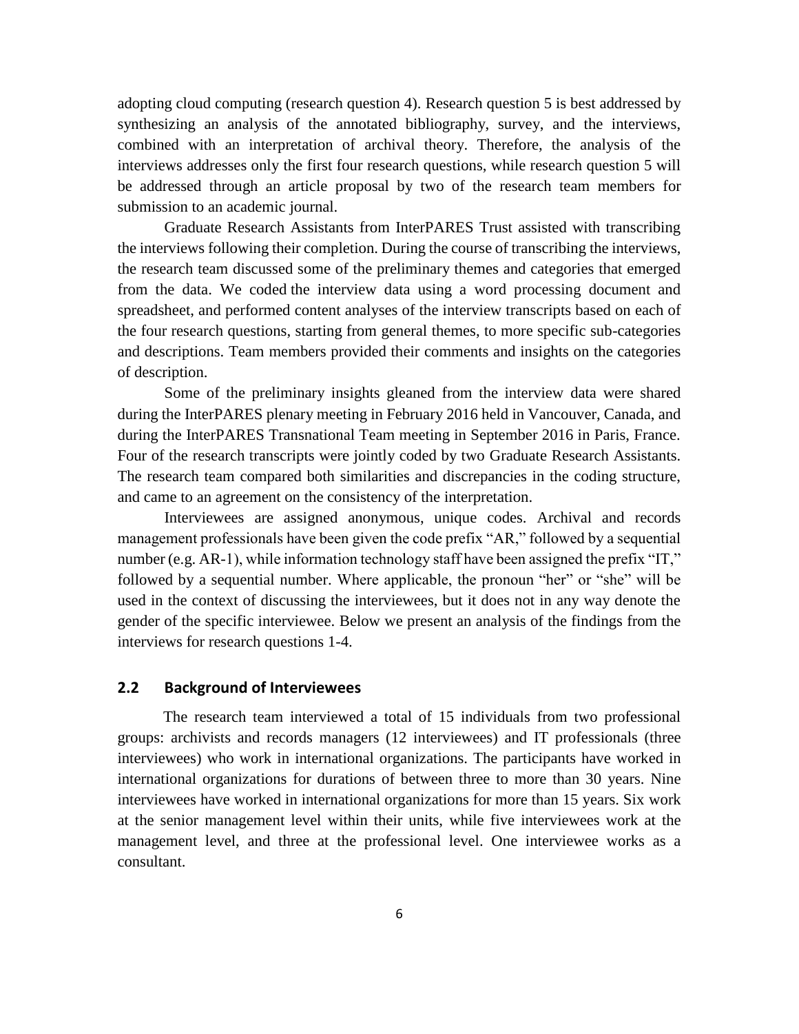adopting cloud computing (research question 4). Research question 5 is best addressed by synthesizing an analysis of the annotated bibliography, survey, and the interviews, combined with an interpretation of archival theory. Therefore, the analysis of the interviews addresses only the first four research questions, while research question 5 will be addressed through an article proposal by two of the research team members for submission to an academic journal.

Graduate Research Assistants from InterPARES Trust assisted with transcribing the interviews following their completion. During the course of transcribing the interviews, the research team discussed some of the preliminary themes and categories that emerged from the data. We coded the interview data using a word processing document and spreadsheet, and performed content analyses of the interview transcripts based on each of the four research questions, starting from general themes, to more specific sub-categories and descriptions. Team members provided their comments and insights on the categories of description.

Some of the preliminary insights gleaned from the interview data were shared during the InterPARES plenary meeting in February 2016 held in Vancouver, Canada, and during the InterPARES Transnational Team meeting in September 2016 in Paris, France. Four of the research transcripts were jointly coded by two Graduate Research Assistants. The research team compared both similarities and discrepancies in the coding structure, and came to an agreement on the consistency of the interpretation.

Interviewees are assigned anonymous, unique codes. Archival and records management professionals have been given the code prefix "AR," followed by a sequential number (e.g. AR-1), while information technology staff have been assigned the prefix "IT," followed by a sequential number. Where applicable, the pronoun "her" or "she" will be used in the context of discussing the interviewees, but it does not in any way denote the gender of the specific interviewee. Below we present an analysis of the findings from the interviews for research questions 1-4.

## 2.2 Background of Interviewees

The research team interviewed a total of 15 individuals from two professional groups: archivists and records managers (12 interviewees) and IT professionals (three interviewees) who work in international organizations. The participants have worked in international organizations for durations of between three to more than 30 years. Nine interviewees have worked in international organizations for more than 15 years. Six work at the senior management level within their units, while five interviewees work at the management level, and three at the professional level. One interviewee works as a consultant.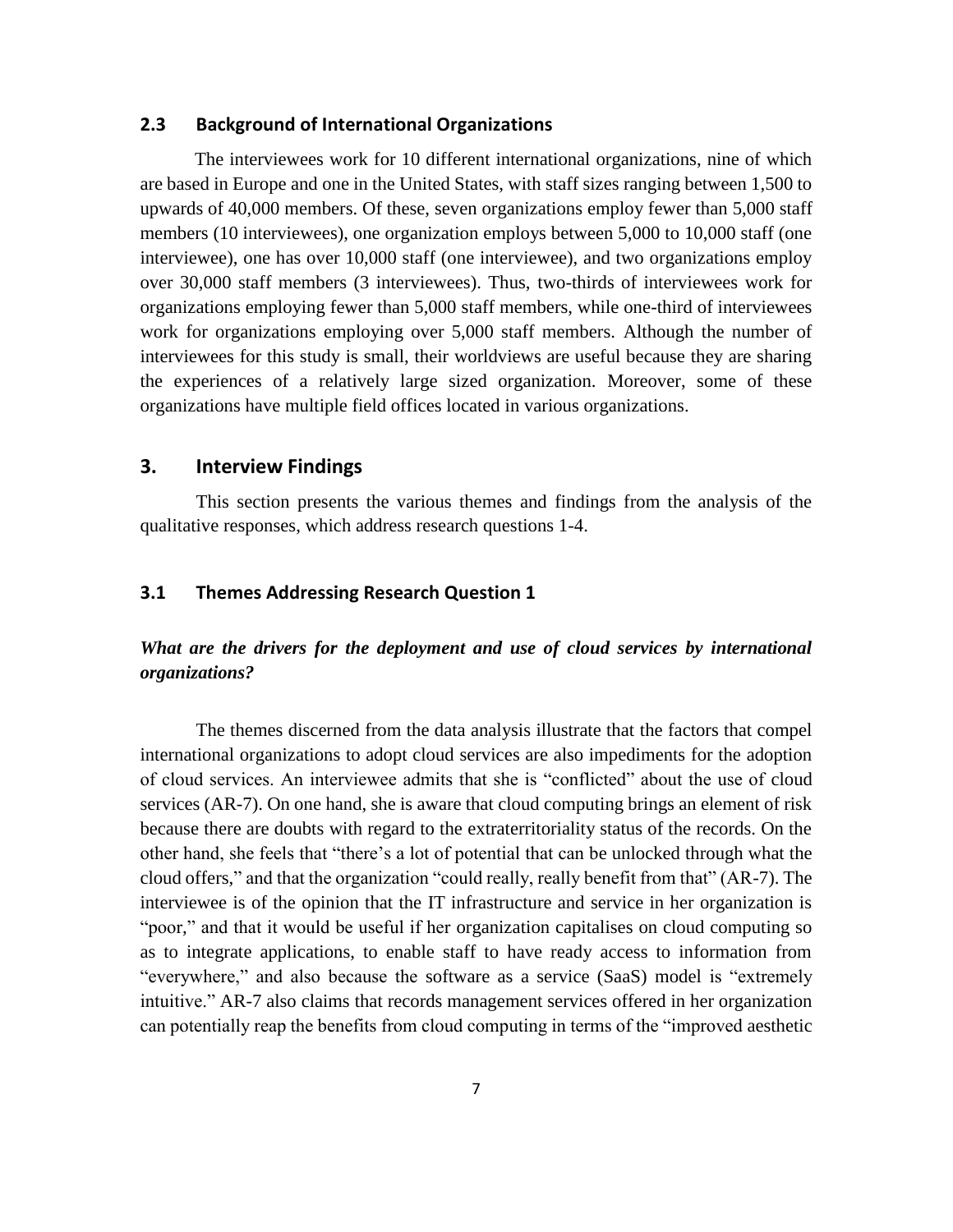### 2.3 Background of International Organizations

The interviewees work for 10 different international organizations, nine of which are based in Europe and one in the United States, with staff sizes ranging between 1,500 to upwards of 40,000 members. Of these, seven organizations employ fewer than 5,000 staff members (10 interviewees), one organization employs between 5,000 to 10,000 staff (one interviewee), one has over 10,000 staff (one interviewee), and two organizations employ over 30,000 staff members (3 interviewees). Thus, two-thirds of interviewees work for organizations employing fewer than 5,000 staff members, while one-third of interviewees work for organizations employing over 5,000 staff members. Although the number of interviewees for this study is small, their worldviews are useful because they are sharing the experiences of a relatively large sized organization. Moreover, some of these organizations have multiple field offices located in various organizations.

## 3. Interview Findings

This section presents the various themes and findings from the analysis of the qualitative responses, which address research questions 1-4.

### 3.1 Themes Addressing Research Question 1

***What are the drivers for the deployment and use of cloud services by international organizations?***

The themes discerned from the data analysis illustrate that the factors that compel international organizations to adopt cloud services are also impediments for the adoption of cloud services. An interviewee admits that she is "conflicted" about the use of cloud services (AR-7). On one hand, she is aware that cloud computing brings an element of risk because there are doubts with regard to the extraterritoriality status of the records. On the other hand, she feels that "there's a lot of potential that can be unlocked through what the cloud offers," and that the organization "could really, really benefit from that" (AR-7). The interviewee is of the opinion that the IT infrastructure and service in her organization is "poor," and that it would be useful if her organization capitalises on cloud computing so as to integrate applications, to enable staff to have ready access to information from "everywhere," and also because the software as a service (SaaS) model is "extremely intuitive." AR-7 also claims that records management services offered in her organization can potentially reap the benefits from cloud computing in terms of the "improved aesthetic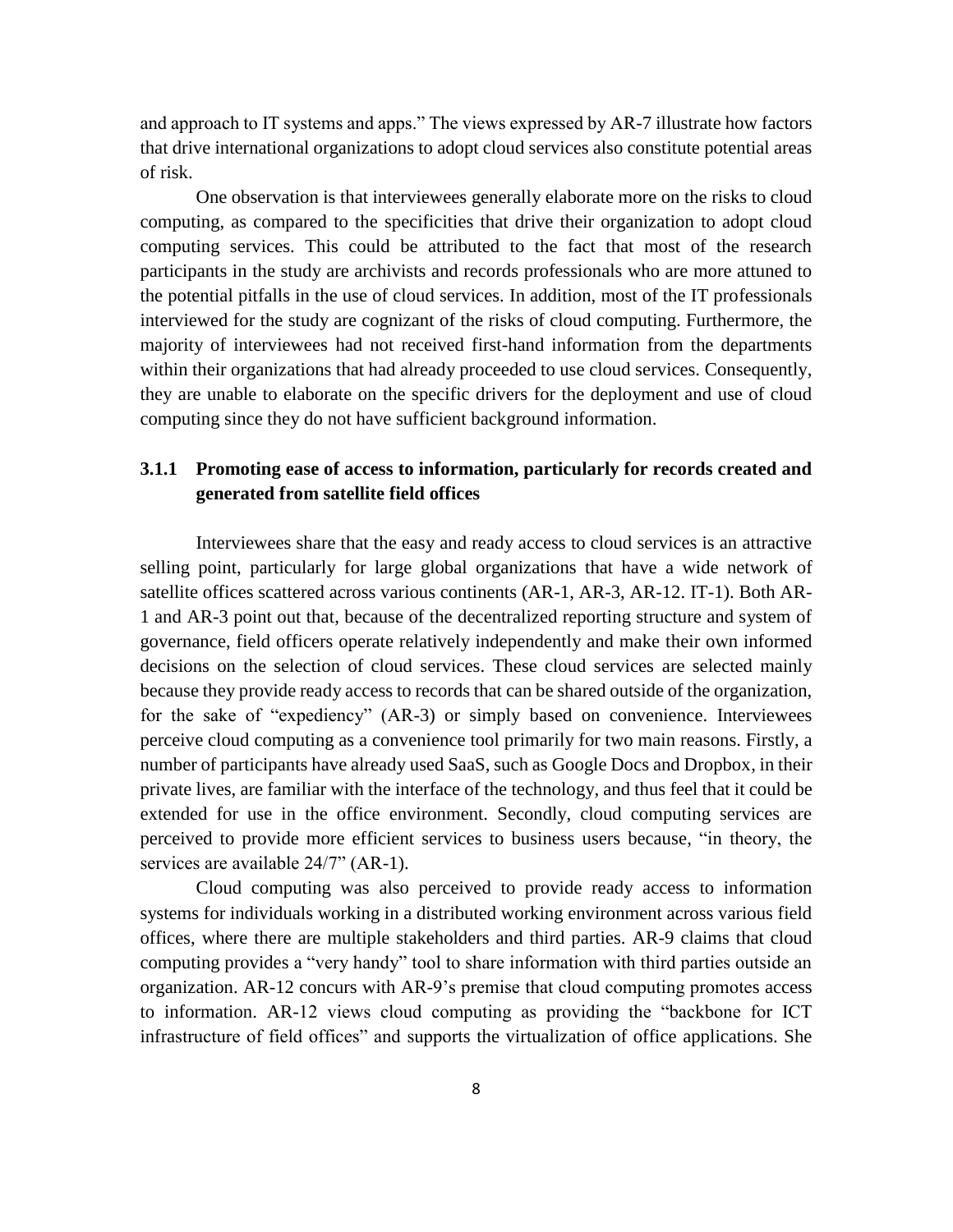and approach to IT systems and apps." The views expressed by AR-7 illustrate how factors that drive international organizations to adopt cloud services also constitute potential areas of risk.

One observation is that interviewees generally elaborate more on the risks to cloud computing, as compared to the specificities that drive their organization to adopt cloud computing services. This could be attributed to the fact that most of the research participants in the study are archivists and records professionals who are more attuned to the potential pitfalls in the use of cloud services. In addition, most of the IT professionals interviewed for the study are cognizant of the risks of cloud computing. Furthermore, the majority of interviewees had not received first-hand information from the departments within their organizations that had already proceeded to use cloud services. Consequently, they are unable to elaborate on the specific drivers for the deployment and use of cloud computing since they do not have sufficient background information.

### 3.1.1 Promoting ease of access to information, particularly for records created and generated from satellite field offices

Interviewees share that the easy and ready access to cloud services is an attractive selling point, particularly for large global organizations that have a wide network of satellite offices scattered across various continents (AR-1, AR-3, AR-12. IT-1). Both AR-1 and AR-3 point out that, because of the decentralized reporting structure and system of governance, field officers operate relatively independently and make their own informed decisions on the selection of cloud services. These cloud services are selected mainly because they provide ready access to records that can be shared outside of the organization, for the sake of "expediency" (AR-3) or simply based on convenience. Interviewees perceive cloud computing as a convenience tool primarily for two main reasons. Firstly, a number of participants have already used SaaS, such as Google Docs and Dropbox, in their private lives, are familiar with the interface of the technology, and thus feel that it could be extended for use in the office environment. Secondly, cloud computing services are perceived to provide more efficient services to business users because, "in theory, the services are available 24/7" (AR-1).

Cloud computing was also perceived to provide ready access to information systems for individuals working in a distributed working environment across various field offices, where there are multiple stakeholders and third parties. AR-9 claims that cloud computing provides a "very handy" tool to share information with third parties outside an organization. AR-12 concurs with AR-9's premise that cloud computing promotes access to information. AR-12 views cloud computing as providing the "backbone for ICT infrastructure of field offices" and supports the virtualization of office applications. She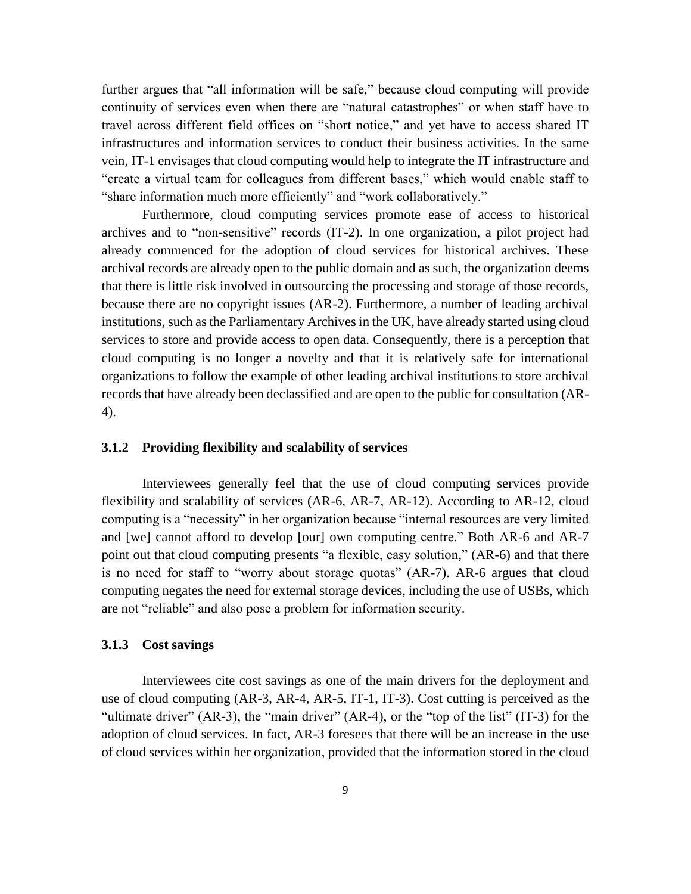further argues that "all information will be safe," because cloud computing will provide continuity of services even when there are "natural catastrophes" or when staff have to travel across different field offices on "short notice," and yet have to access shared IT infrastructures and information services to conduct their business activities. In the same vein, IT-1 envisages that cloud computing would help to integrate the IT infrastructure and "create a virtual team for colleagues from different bases," which would enable staff to "share information much more efficiently" and "work collaboratively."

Furthermore, cloud computing services promote ease of access to historical archives and to "non-sensitive" records (IT-2). In one organization, a pilot project had already commenced for the adoption of cloud services for historical archives. These archival records are already open to the public domain and as such, the organization deems that there is little risk involved in outsourcing the processing and storage of those records, because there are no copyright issues (AR-2). Furthermore, a number of leading archival institutions, such as the Parliamentary Archives in the UK, have already started using cloud services to store and provide access to open data. Consequently, there is a perception that cloud computing is no longer a novelty and that it is relatively safe for international organizations to follow the example of other leading archival institutions to store archival records that have already been declassified and are open to the public for consultation (AR-4).

### 3.1.2 Providing flexibility and scalability of services

Interviewees generally feel that the use of cloud computing services provide flexibility and scalability of services (AR-6, AR-7, AR-12). According to AR-12, cloud computing is a "necessity" in her organization because "internal resources are very limited and [we] cannot afford to develop [our] own computing centre." Both AR-6 and AR-7 point out that cloud computing presents "a flexible, easy solution," (AR-6) and that there is no need for staff to "worry about storage quotas" (AR-7). AR-6 argues that cloud computing negates the need for external storage devices, including the use of USBs, which are not "reliable" and also pose a problem for information security.

### 3.1.3 Cost savings

Interviewees cite cost savings as one of the main drivers for the deployment and use of cloud computing (AR-3, AR-4, AR-5, IT-1, IT-3). Cost cutting is perceived as the "ultimate driver" (AR-3), the "main driver" (AR-4), or the "top of the list" (IT-3) for the adoption of cloud services. In fact, AR-3 foresees that there will be an increase in the use of cloud services within her organization, provided that the information stored in the cloud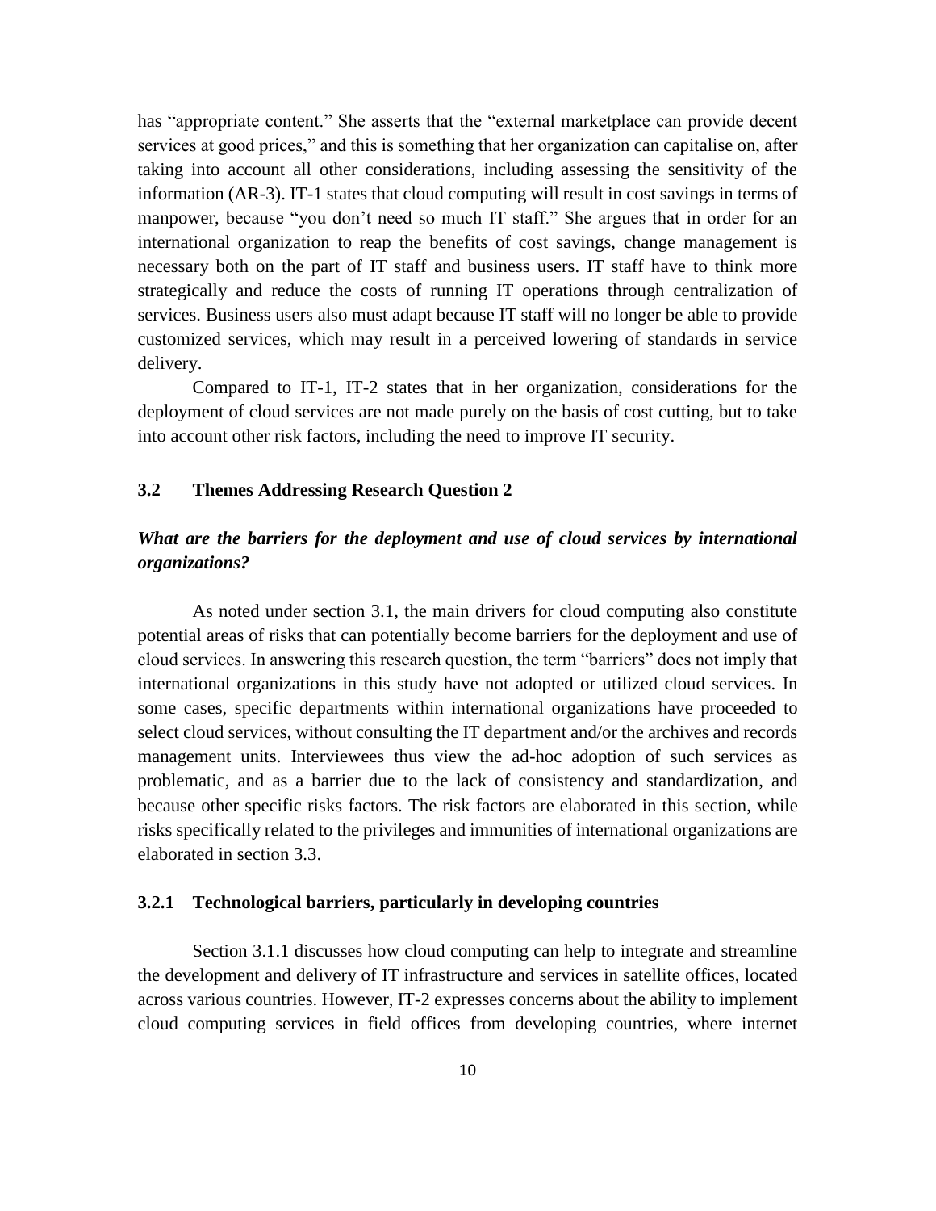has "appropriate content." She asserts that the "external marketplace can provide decent services at good prices," and this is something that her organization can capitalise on, after taking into account all other considerations, including assessing the sensitivity of the information (AR-3). IT-1 states that cloud computing will result in cost savings in terms of manpower, because "you don't need so much IT staff." She argues that in order for an international organization to reap the benefits of cost savings, change management is necessary both on the part of IT staff and business users. IT staff have to think more strategically and reduce the costs of running IT operations through centralization of services. Business users also must adapt because IT staff will no longer be able to provide customized services, which may result in a perceived lowering of standards in service delivery.

Compared to IT-1, IT-2 states that in her organization, considerations for the deployment of cloud services are not made purely on the basis of cost cutting, but to take into account other risk factors, including the need to improve IT security.

### 3.2 Themes Addressing Research Question 2

***What are the barriers for the deployment and use of cloud services by international organizations?***

As noted under section 3.1, the main drivers for cloud computing also constitute potential areas of risks that can potentially become barriers for the deployment and use of cloud services. In answering this research question, the term "barriers" does not imply that international organizations in this study have not adopted or utilized cloud services. In some cases, specific departments within international organizations have proceeded to select cloud services, without consulting the IT department and/or the archives and records management units. Interviewees thus view the ad-hoc adoption of such services as problematic, and as a barrier due to the lack of consistency and standardization, and because other specific risks factors. The risk factors are elaborated in this section, while risks specifically related to the privileges and immunities of international organizations are elaborated in section 3.3.

#### 3.2.1 Technological barriers, particularly in developing countries

Section 3.1.1 discusses how cloud computing can help to integrate and streamline the development and delivery of IT infrastructure and services in satellite offices, located across various countries. However, IT-2 expresses concerns about the ability to implement cloud computing services in field offices from developing countries, where internet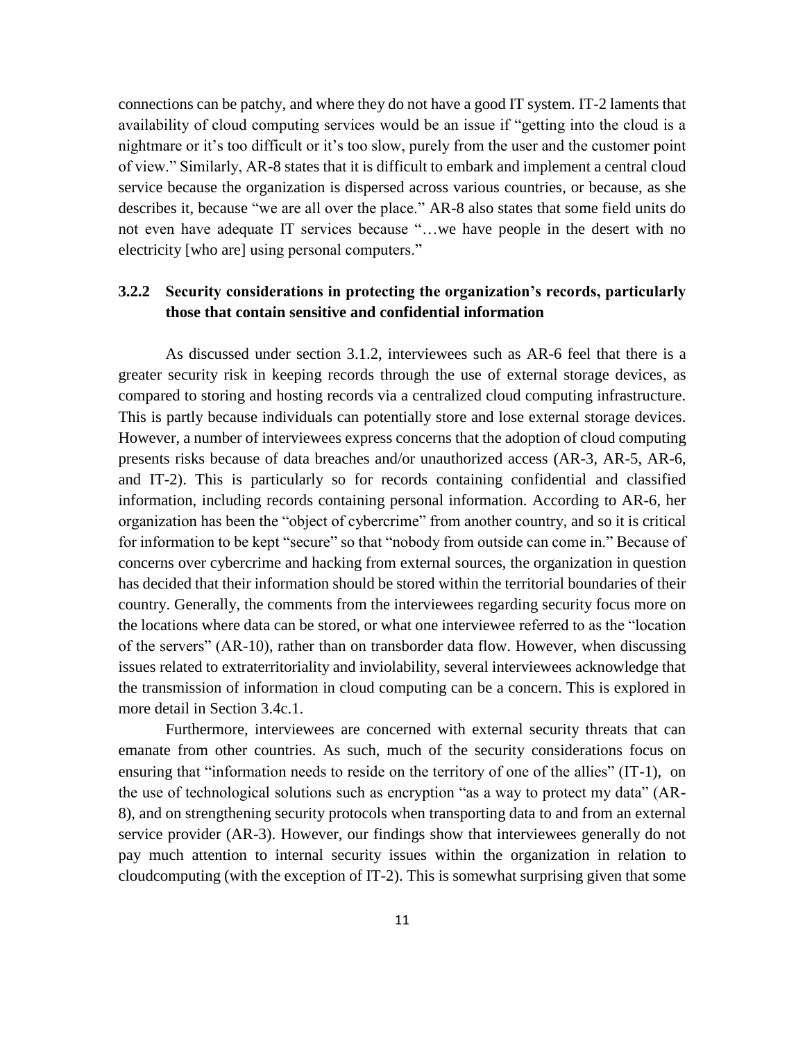connections can be patchy, and where they do not have a good IT system. IT-2 laments that availability of cloud computing services would be an issue if "getting into the cloud is a nightmare or it's too difficult or it's too slow, purely from the user and the customer point of view." Similarly, AR-8 states that it is difficult to embark and implement a central cloud service because the organization is dispersed across various countries, or because, as she describes it, because "we are all over the place." AR-8 also states that some field units do not even have adequate IT services because "…we have people in the desert with no electricity [who are] using personal computers."

### 3.2.2 Security considerations in protecting the organization's records, particularly those that contain sensitive and confidential information

As discussed under section 3.1.2, interviewees such as AR-6 feel that there is a greater security risk in keeping records through the use of external storage devices, as compared to storing and hosting records via a centralized cloud computing infrastructure. This is partly because individuals can potentially store and lose external storage devices. However, a number of interviewees express concerns that the adoption of cloud computing presents risks because of data breaches and/or unauthorized access (AR-3, AR-5, AR-6, and IT-2). This is particularly so for records containing confidential and classified information, including records containing personal information. According to AR-6, her organization has been the "object of cybercrime" from another country, and so it is critical for information to be kept "secure" so that "nobody from outside can come in." Because of concerns over cybercrime and hacking from external sources, the organization in question has decided that their information should be stored within the territorial boundaries of their country. Generally, the comments from the interviewees regarding security focus more on the locations where data can be stored, or what one interviewee referred to as the "location of the servers" (AR-10), rather than on transborder data flow. However, when discussing issues related to extraterritoriality and inviolability, several interviewees acknowledge that the transmission of information in cloud computing can be a concern. This is explored in more detail in Section 3.4c.1.

Furthermore, interviewees are concerned with external security threats that can emanate from other countries. As such, much of the security considerations focus on ensuring that "information needs to reside on the territory of one of the allies" (IT-1), on the use of technological solutions such as encryption "as a way to protect my data" (AR-8), and on strengthening security protocols when transporting data to and from an external service provider (AR-3). However, our findings show that interviewees generally do not pay much attention to internal security issues within the organization in relation to cloudcomputing (with the exception of IT-2). This is somewhat surprising given that some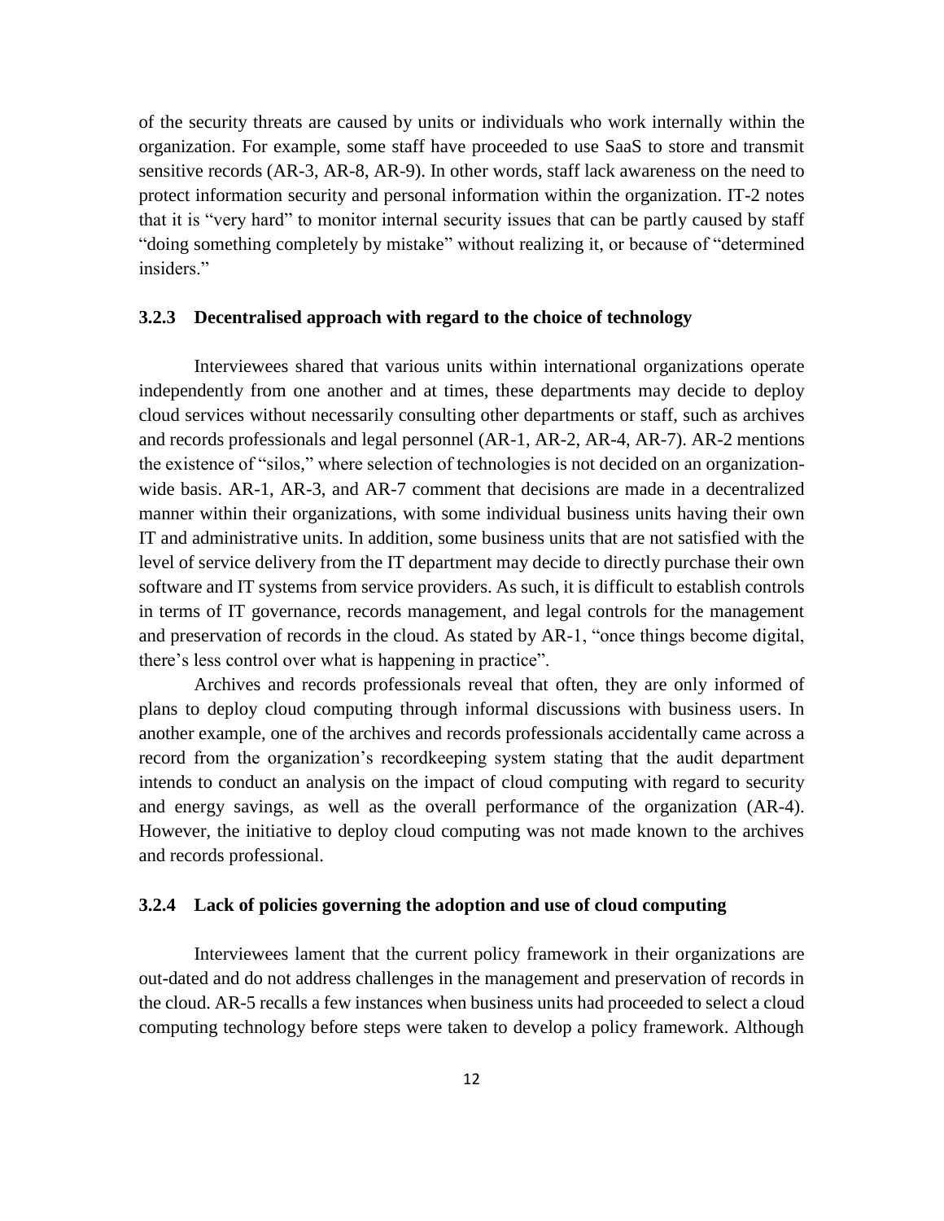of the security threats are caused by units or individuals who work internally within the organization. For example, some staff have proceeded to use SaaS to store and transmit sensitive records (AR-3, AR-8, AR-9). In other words, staff lack awareness on the need to protect information security and personal information within the organization. IT-2 notes that it is "very hard" to monitor internal security issues that can be partly caused by staff "doing something completely by mistake" without realizing it, or because of "determined insiders."

### 3.2.3 Decentralised approach with regard to the choice of technology

Interviewees shared that various units within international organizations operate independently from one another and at times, these departments may decide to deploy cloud services without necessarily consulting other departments or staff, such as archives and records professionals and legal personnel (AR-1, AR-2, AR-4, AR-7). AR-2 mentions the existence of "silos," where selection of technologies is not decided on an organization-wide basis. AR-1, AR-3, and AR-7 comment that decisions are made in a decentralized manner within their organizations, with some individual business units having their own IT and administrative units. In addition, some business units that are not satisfied with the level of service delivery from the IT department may decide to directly purchase their own software and IT systems from service providers. As such, it is difficult to establish controls in terms of IT governance, records management, and legal controls for the management and preservation of records in the cloud. As stated by AR-1, "once things become digital, there's less control over what is happening in practice".

Archives and records professionals reveal that often, they are only informed of plans to deploy cloud computing through informal discussions with business users. In another example, one of the archives and records professionals accidentally came across a record from the organization's recordkeeping system stating that the audit department intends to conduct an analysis on the impact of cloud computing with regard to security and energy savings, as well as the overall performance of the organization (AR-4). However, the initiative to deploy cloud computing was not made known to the archives and records professional.

### 3.2.4 Lack of policies governing the adoption and use of cloud computing

Interviewees lament that the current policy framework in their organizations are out-dated and do not address challenges in the management and preservation of records in the cloud. AR-5 recalls a few instances when business units had proceeded to select a cloud computing technology before steps were taken to develop a policy framework. Although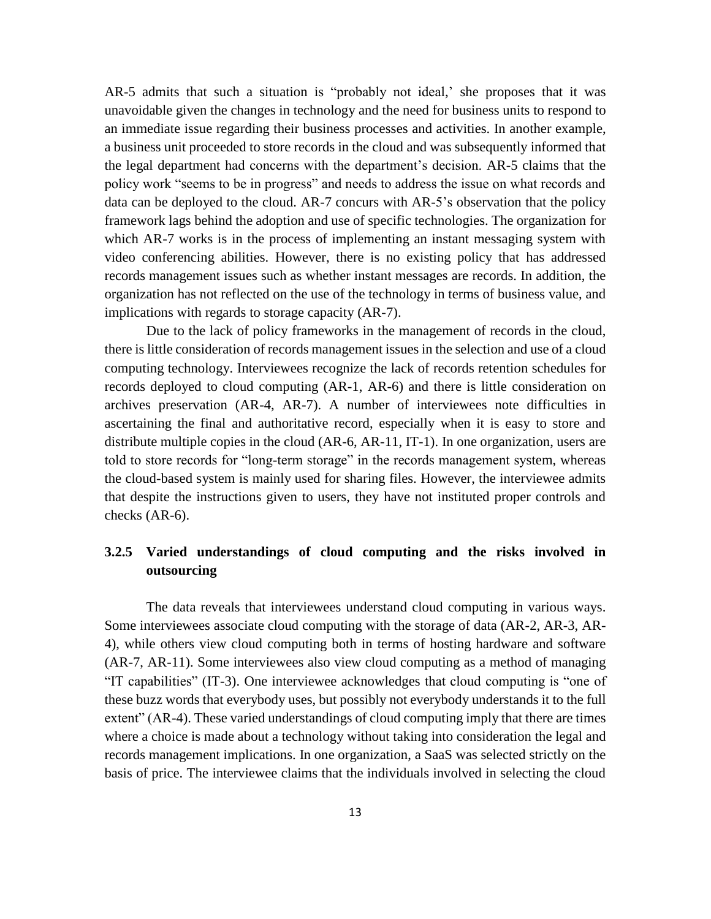AR-5 admits that such a situation is "probably not ideal,' she proposes that it was unavoidable given the changes in technology and the need for business units to respond to an immediate issue regarding their business processes and activities. In another example, a business unit proceeded to store records in the cloud and was subsequently informed that the legal department had concerns with the department's decision. AR-5 claims that the policy work "seems to be in progress" and needs to address the issue on what records and data can be deployed to the cloud. AR-7 concurs with AR-5's observation that the policy framework lags behind the adoption and use of specific technologies. The organization for which AR-7 works is in the process of implementing an instant messaging system with video conferencing abilities. However, there is no existing policy that has addressed records management issues such as whether instant messages are records. In addition, the organization has not reflected on the use of the technology in terms of business value, and implications with regards to storage capacity (AR-7).

Due to the lack of policy frameworks in the management of records in the cloud, there is little consideration of records management issues in the selection and use of a cloud computing technology. Interviewees recognize the lack of records retention schedules for records deployed to cloud computing (AR-1, AR-6) and there is little consideration on archives preservation (AR-4, AR-7). A number of interviewees note difficulties in ascertaining the final and authoritative record, especially when it is easy to store and distribute multiple copies in the cloud (AR-6, AR-11, IT-1). In one organization, users are told to store records for "long-term storage" in the records management system, whereas the cloud-based system is mainly used for sharing files. However, the interviewee admits that despite the instructions given to users, they have not instituted proper controls and checks (AR-6).

### 3.2.5 Varied understandings of cloud computing and the risks involved in outsourcing

The data reveals that interviewees understand cloud computing in various ways. Some interviewees associate cloud computing with the storage of data (AR-2, AR-3, AR-4), while others view cloud computing both in terms of hosting hardware and software (AR-7, AR-11). Some interviewees also view cloud computing as a method of managing "IT capabilities" (IT-3). One interviewee acknowledges that cloud computing is "one of these buzz words that everybody uses, but possibly not everybody understands it to the full extent" (AR-4). These varied understandings of cloud computing imply that there are times where a choice is made about a technology without taking into consideration the legal and records management implications. In one organization, a SaaS was selected strictly on the basis of price. The interviewee claims that the individuals involved in selecting the cloud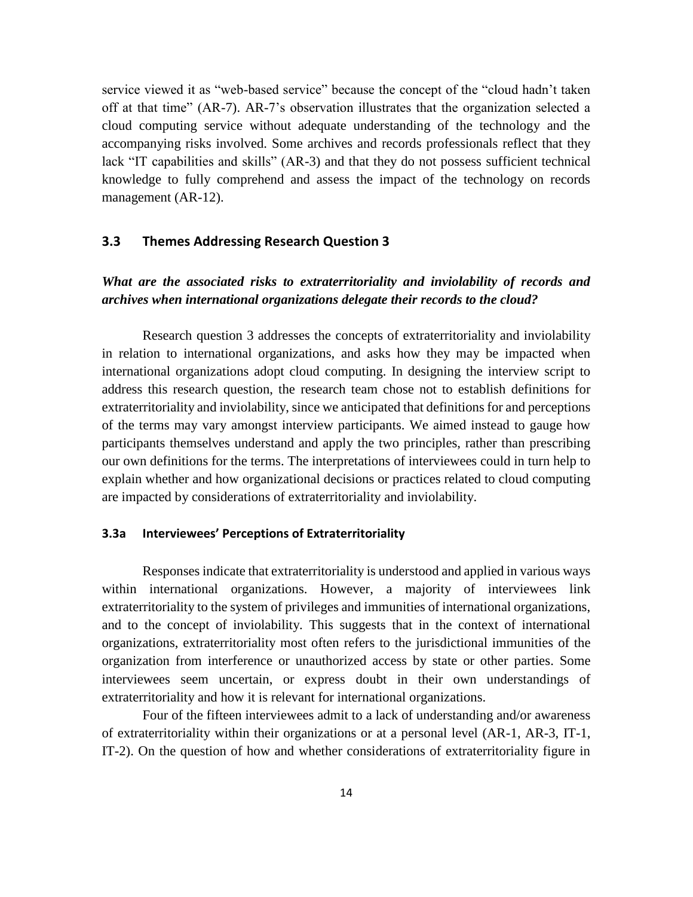service viewed it as "web-based service" because the concept of the "cloud hadn't taken off at that time" (AR-7). AR-7's observation illustrates that the organization selected a cloud computing service without adequate understanding of the technology and the accompanying risks involved. Some archives and records professionals reflect that they lack "IT capabilities and skills" (AR-3) and that they do not possess sufficient technical knowledge to fully comprehend and assess the impact of the technology on records management (AR-12).

## 3.3 Themes Addressing Research Question 3

***What are the associated risks to extraterritoriality and inviolability of records and archives when international organizations delegate their records to the cloud?***

Research question 3 addresses the concepts of extraterritoriality and inviolability in relation to international organizations, and asks how they may be impacted when international organizations adopt cloud computing. In designing the interview script to address this research question, the research team chose not to establish definitions for extraterritoriality and inviolability, since we anticipated that definitions for and perceptions of the terms may vary amongst interview participants. We aimed instead to gauge how participants themselves understand and apply the two principles, rather than prescribing our own definitions for the terms. The interpretations of interviewees could in turn help to explain whether and how organizational decisions or practices related to cloud computing are impacted by considerations of extraterritoriality and inviolability.

### 3.3a Interviewees' Perceptions of Extraterritoriality

Responses indicate that extraterritoriality is understood and applied in various ways within international organizations. However, a majority of interviewees link extraterritoriality to the system of privileges and immunities of international organizations, and to the concept of inviolability. This suggests that in the context of international organizations, extraterritoriality most often refers to the jurisdictional immunities of the organization from interference or unauthorized access by state or other parties. Some interviewees seem uncertain, or express doubt in their own understandings of extraterritoriality and how it is relevant for international organizations.

Four of the fifteen interviewees admit to a lack of understanding and/or awareness of extraterritoriality within their organizations or at a personal level (AR-1, AR-3, IT-1, IT-2). On the question of how and whether considerations of extraterritoriality figure in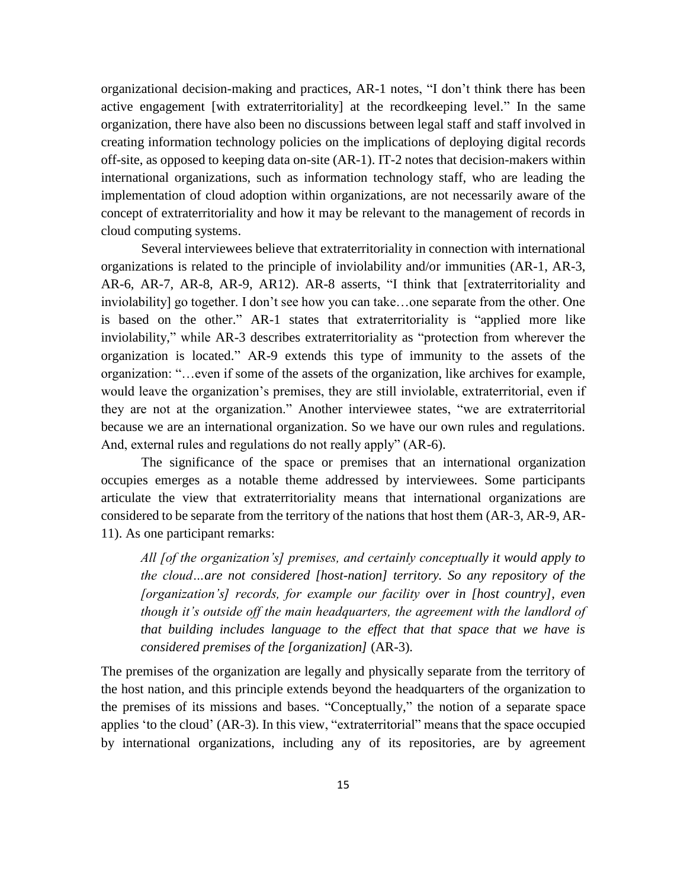organizational decision-making and practices, AR-1 notes, "I don't think there has been active engagement [with extraterritoriality] at the recordkeeping level." In the same organization, there have also been no discussions between legal staff and staff involved in creating information technology policies on the implications of deploying digital records off-site, as opposed to keeping data on-site (AR-1). IT-2 notes that decision-makers within international organizations, such as information technology staff, who are leading the implementation of cloud adoption within organizations, are not necessarily aware of the concept of extraterritoriality and how it may be relevant to the management of records in cloud computing systems.

Several interviewees believe that extraterritoriality in connection with international organizations is related to the principle of inviolability and/or immunities (AR-1, AR-3, AR-6, AR-7, AR-8, AR-9, AR12). AR-8 asserts, "I think that [extraterritoriality and inviolability] go together. I don't see how you can take…one separate from the other. One is based on the other." AR-1 states that extraterritoriality is "applied more like inviolability," while AR-3 describes extraterritoriality as "protection from wherever the organization is located." AR-9 extends this type of immunity to the assets of the organization: "…even if some of the assets of the organization, like archives for example, would leave the organization's premises, they are still inviolable, extraterritorial, even if they are not at the organization." Another interviewee states, "we are extraterritorial because we are an international organization. So we have our own rules and regulations. And, external rules and regulations do not really apply" (AR-6).

The significance of the space or premises that an international organization occupies emerges as a notable theme addressed by interviewees. Some participants articulate the view that extraterritoriality means that international organizations are considered to be separate from the territory of the nations that host them (AR-3, AR-9, AR-11). As one participant remarks:

> *All [of the organization's] premises, and certainly conceptually it would apply to the cloud…are not considered [host-nation] territory. So any repository of the [organization's] records, for example our facility over in [host country], even though it's outside off the main headquarters, the agreement with the landlord of that building includes language to the effect that that space that we have is considered premises of the [organization]* (AR-3).

The premises of the organization are legally and physically separate from the territory of the host nation, and this principle extends beyond the headquarters of the organization to the premises of its missions and bases. "Conceptually," the notion of a separate space applies 'to the cloud' (AR-3). In this view, "extraterritorial" means that the space occupied by international organizations, including any of its repositories, are by agreement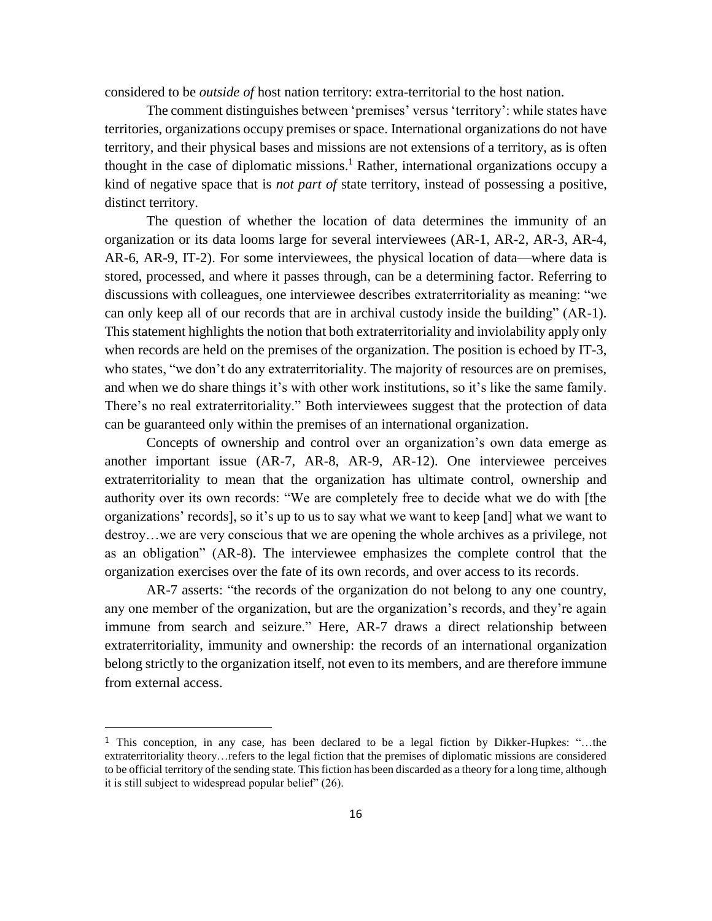considered to be *outside of* host nation territory: extra-territorial to the host nation.

The comment distinguishes between 'premises' versus 'territory': while states have territories, organizations occupy premises or space. International organizations do not have territory, and their physical bases and missions are not extensions of a territory, as is often thought in the case of diplomatic missions.[1] Rather, international organizations occupy a kind of negative space that is *not part of* state territory, instead of possessing a positive, distinct territory.

The question of whether the location of data determines the immunity of an organization or its data looms large for several interviewees (AR-1, AR-2, AR-3, AR-4, AR-6, AR-9, IT-2). For some interviewees, the physical location of data—where data is stored, processed, and where it passes through, can be a determining factor. Referring to discussions with colleagues, one interviewee describes extraterritoriality as meaning: "we can only keep all of our records that are in archival custody inside the building" (AR-1). This statement highlights the notion that both extraterritoriality and inviolability apply only when records are held on the premises of the organization. The position is echoed by IT-3, who states, "we don't do any extraterritoriality. The majority of resources are on premises, and when we do share things it's with other work institutions, so it's like the same family. There's no real extraterritoriality." Both interviewees suggest that the protection of data can be guaranteed only within the premises of an international organization.

Concepts of ownership and control over an organization's own data emerge as another important issue (AR-7, AR-8, AR-9, AR-12). One interviewee perceives extraterritoriality to mean that the organization has ultimate control, ownership and authority over its own records: "We are completely free to decide what we do with [the organizations' records], so it's up to us to say what we want to keep [and] what we want to destroy…we are very conscious that we are opening the whole archives as a privilege, not as an obligation" (AR-8). The interviewee emphasizes the complete control that the organization exercises over the fate of its own records, and over access to its records.

AR-7 asserts: "the records of the organization do not belong to any one country, any one member of the organization, but are the organization's records, and they're again immune from search and seizure." Here, AR-7 draws a direct relationship between extraterritoriality, immunity and ownership: the records of an international organization belong strictly to the organization itself, not even to its members, and are therefore immune from external access.

---

[1] This conception, in any case, has been declared to be a legal fiction by Dikker-Hupkes: "…the extraterritoriality theory…refers to the legal fiction that the premises of diplomatic missions are considered to be official territory of the sending state. This fiction has been discarded as a theory for a long time, although it is still subject to widespread popular belief" (26).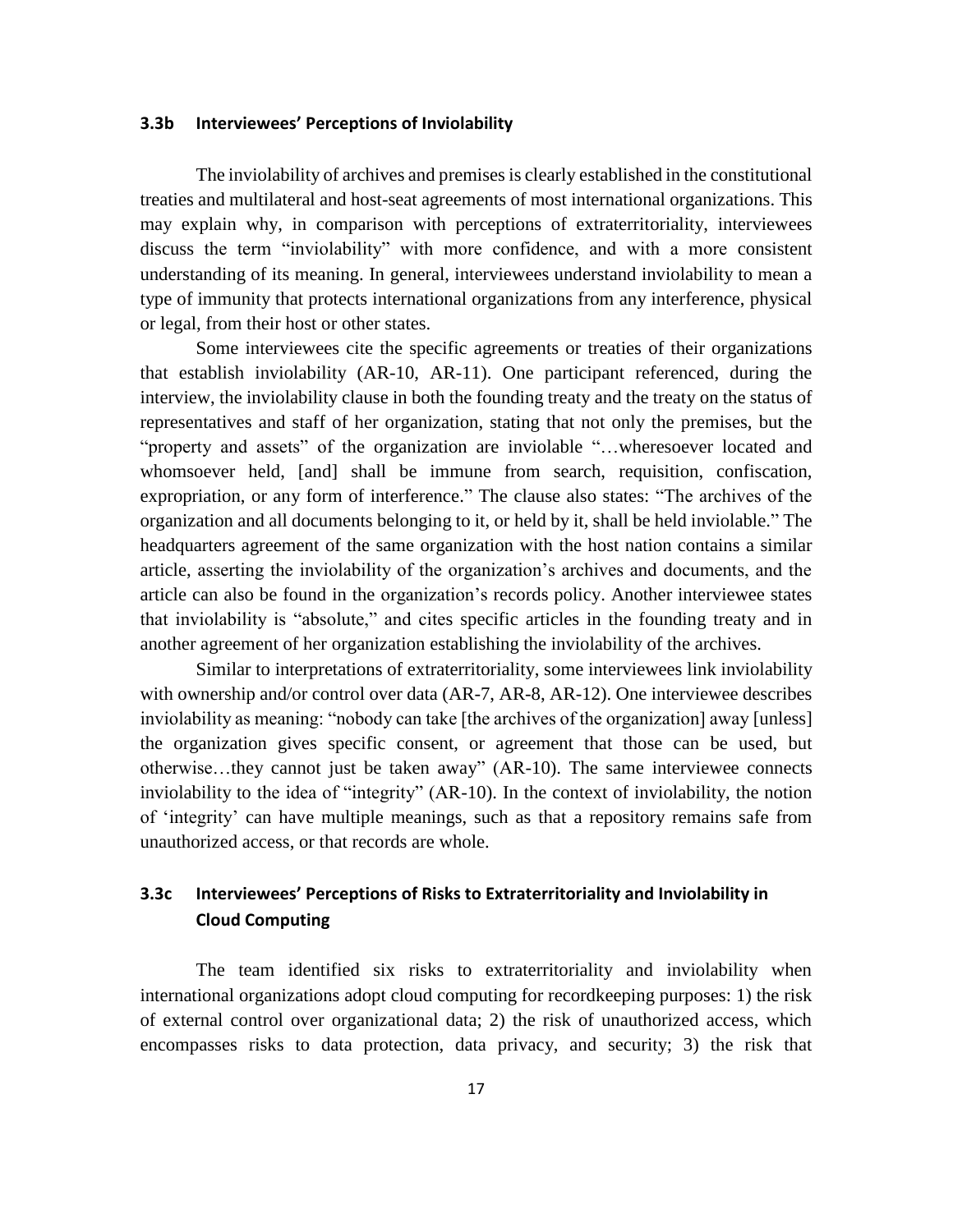### 3.3b Interviewees' Perceptions of Inviolability

The inviolability of archives and premises is clearly established in the constitutional treaties and multilateral and host-seat agreements of most international organizations. This may explain why, in comparison with perceptions of extraterritoriality, interviewees discuss the term "inviolability" with more confidence, and with a more consistent understanding of its meaning. In general, interviewees understand inviolability to mean a type of immunity that protects international organizations from any interference, physical or legal, from their host or other states.

Some interviewees cite the specific agreements or treaties of their organizations that establish inviolability (AR-10, AR-11). One participant referenced, during the interview, the inviolability clause in both the founding treaty and the treaty on the status of representatives and staff of her organization, stating that not only the premises, but the "property and assets" of the organization are inviolable "…wheresoever located and whomsoever held, [and] shall be immune from search, requisition, confiscation, expropriation, or any form of interference." The clause also states: "The archives of the organization and all documents belonging to it, or held by it, shall be held inviolable." The headquarters agreement of the same organization with the host nation contains a similar article, asserting the inviolability of the organization's archives and documents, and the article can also be found in the organization's records policy. Another interviewee states that inviolability is "absolute," and cites specific articles in the founding treaty and in another agreement of her organization establishing the inviolability of the archives.

Similar to interpretations of extraterritoriality, some interviewees link inviolability with ownership and/or control over data (AR-7, AR-8, AR-12). One interviewee describes inviolability as meaning: "nobody can take [the archives of the organization] away [unless] the organization gives specific consent, or agreement that those can be used, but otherwise…they cannot just be taken away" (AR-10). The same interviewee connects inviolability to the idea of "integrity" (AR-10). In the context of inviolability, the notion of 'integrity' can have multiple meanings, such as that a repository remains safe from unauthorized access, or that records are whole.

### 3.3c Interviewees' Perceptions of Risks to Extraterritoriality and Inviolability in Cloud Computing

The team identified six risks to extraterritoriality and inviolability when international organizations adopt cloud computing for recordkeeping purposes: 1) the risk of external control over organizational data; 2) the risk of unauthorized access, which encompasses risks to data protection, data privacy, and security; 3) the risk that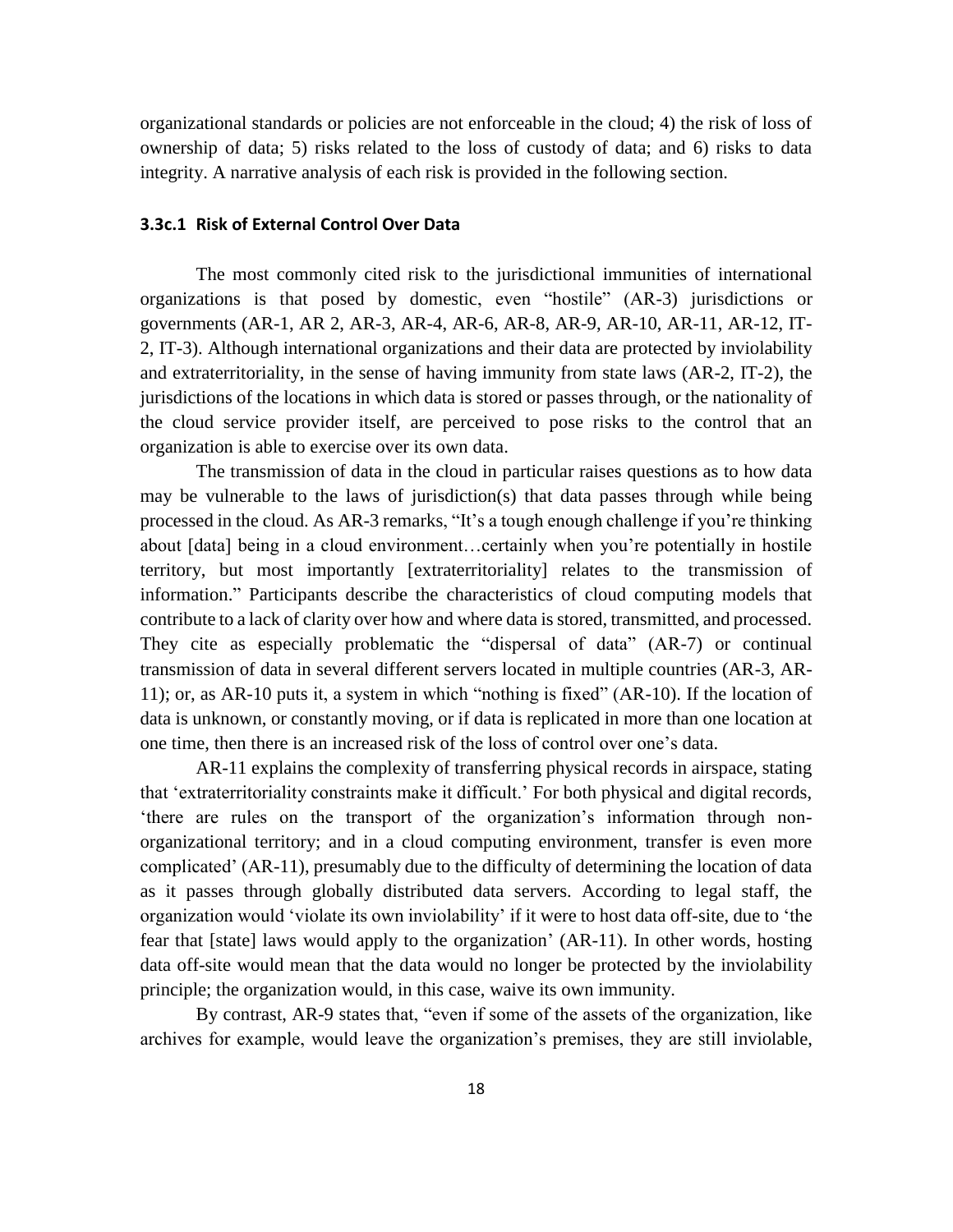organizational standards or policies are not enforceable in the cloud; 4) the risk of loss of ownership of data; 5) risks related to the loss of custody of data; and 6) risks to data integrity. A narrative analysis of each risk is provided in the following section.

### 3.3c.1 Risk of External Control Over Data

The most commonly cited risk to the jurisdictional immunities of international organizations is that posed by domestic, even "hostile" (AR-3) jurisdictions or governments (AR-1, AR 2, AR-3, AR-4, AR-6, AR-8, AR-9, AR-10, AR-11, AR-12, IT-2, IT-3). Although international organizations and their data are protected by inviolability and extraterritoriality, in the sense of having immunity from state laws (AR-2, IT-2), the jurisdictions of the locations in which data is stored or passes through, or the nationality of the cloud service provider itself, are perceived to pose risks to the control that an organization is able to exercise over its own data.

The transmission of data in the cloud in particular raises questions as to how data may be vulnerable to the laws of jurisdiction(s) that data passes through while being processed in the cloud. As AR-3 remarks, "It's a tough enough challenge if you're thinking about [data] being in a cloud environment…certainly when you're potentially in hostile territory, but most importantly [extraterritoriality] relates to the transmission of information." Participants describe the characteristics of cloud computing models that contribute to a lack of clarity over how and where data is stored, transmitted, and processed. They cite as especially problematic the "dispersal of data" (AR-7) or continual transmission of data in several different servers located in multiple countries (AR-3, AR-11); or, as AR-10 puts it, a system in which "nothing is fixed" (AR-10). If the location of data is unknown, or constantly moving, or if data is replicated in more than one location at one time, then there is an increased risk of the loss of control over one's data.

AR-11 explains the complexity of transferring physical records in airspace, stating that 'extraterritoriality constraints make it difficult.' For both physical and digital records, 'there are rules on the transport of the organization's information through non-organizational territory; and in a cloud computing environment, transfer is even more complicated' (AR-11), presumably due to the difficulty of determining the location of data as it passes through globally distributed data servers. According to legal staff, the organization would 'violate its own inviolability' if it were to host data off-site, due to 'the fear that [state] laws would apply to the organization' (AR-11). In other words, hosting data off-site would mean that the data would no longer be protected by the inviolability principle; the organization would, in this case, waive its own immunity.

By contrast, AR-9 states that, "even if some of the assets of the organization, like archives for example, would leave the organization's premises, they are still inviolable,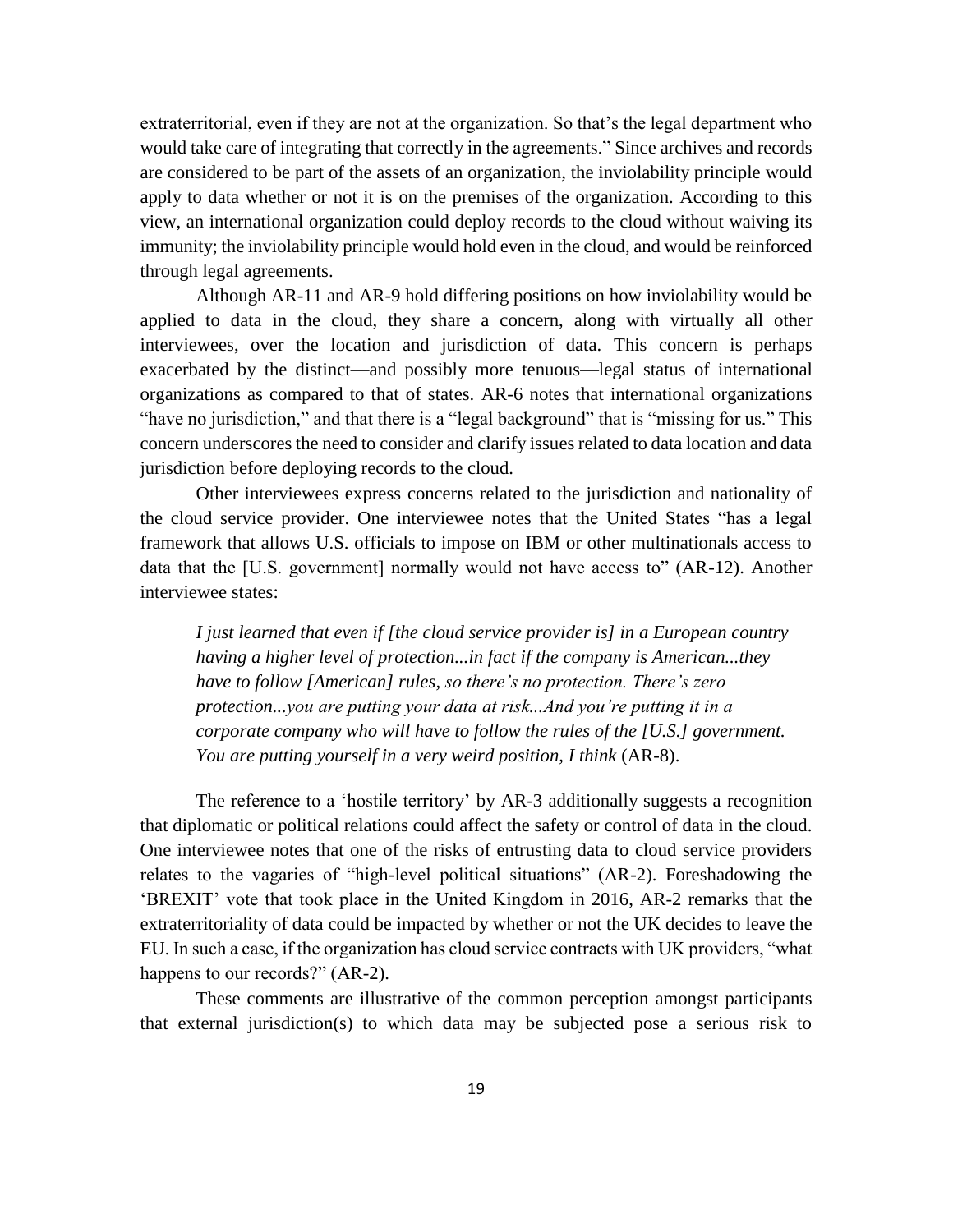extraterritorial, even if they are not at the organization. So that's the legal department who would take care of integrating that correctly in the agreements." Since archives and records are considered to be part of the assets of an organization, the inviolability principle would apply to data whether or not it is on the premises of the organization. According to this view, an international organization could deploy records to the cloud without waiving its immunity; the inviolability principle would hold even in the cloud, and would be reinforced through legal agreements.

Although AR-11 and AR-9 hold differing positions on how inviolability would be applied to data in the cloud, they share a concern, along with virtually all other interviewees, over the location and jurisdiction of data. This concern is perhaps exacerbated by the distinct—and possibly more tenuous—legal status of international organizations as compared to that of states. AR-6 notes that international organizations "have no jurisdiction," and that there is a "legal background" that is "missing for us." This concern underscores the need to consider and clarify issues related to data location and data jurisdiction before deploying records to the cloud.

Other interviewees express concerns related to the jurisdiction and nationality of the cloud service provider. One interviewee notes that the United States "has a legal framework that allows U.S. officials to impose on IBM or other multinationals access to data that the [U.S. government] normally would not have access to" (AR-12). Another interviewee states:

> *I just learned that even if [the cloud service provider is] in a European country having a higher level of protection...in fact if the company is American...they have to follow [American] rules, so there's no protection. There's zero protection...you are putting your data at risk...And you're putting it in a corporate company who will have to follow the rules of the [U.S.] government. You are putting yourself in a very weird position, I think* (AR-8).

The reference to a 'hostile territory' by AR-3 additionally suggests a recognition that diplomatic or political relations could affect the safety or control of data in the cloud. One interviewee notes that one of the risks of entrusting data to cloud service providers relates to the vagaries of "high-level political situations" (AR-2). Foreshadowing the 'BREXIT' vote that took place in the United Kingdom in 2016, AR-2 remarks that the extraterritoriality of data could be impacted by whether or not the UK decides to leave the EU. In such a case, if the organization has cloud service contracts with UK providers, "what happens to our records?" (AR-2).

These comments are illustrative of the common perception amongst participants that external jurisdiction(s) to which data may be subjected pose a serious risk to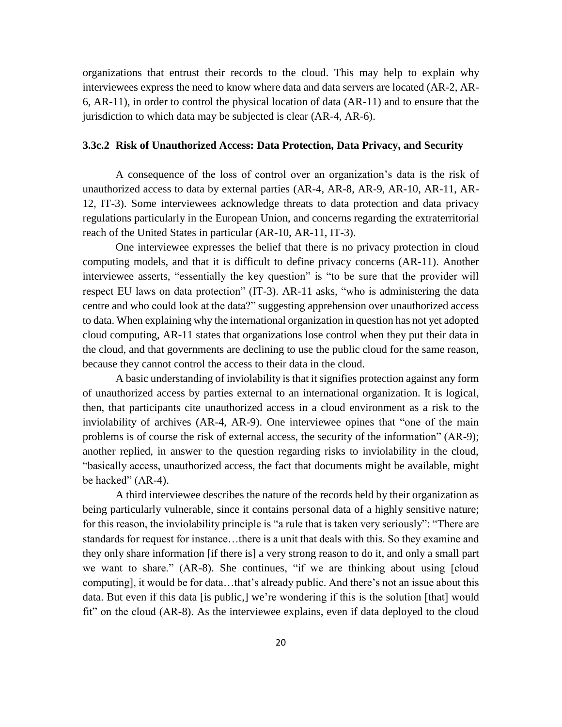organizations that entrust their records to the cloud. This may help to explain why interviewees express the need to know where data and data servers are located (AR-2, AR-6, AR-11), in order to control the physical location of data (AR-11) and to ensure that the jurisdiction to which data may be subjected is clear (AR-4, AR-6).

### 3.3c.2 Risk of Unauthorized Access: Data Protection, Data Privacy, and Security

A consequence of the loss of control over an organization's data is the risk of unauthorized access to data by external parties (AR-4, AR-8, AR-9, AR-10, AR-11, AR-12, IT-3). Some interviewees acknowledge threats to data protection and data privacy regulations particularly in the European Union, and concerns regarding the extraterritorial reach of the United States in particular (AR-10, AR-11, IT-3).

One interviewee expresses the belief that there is no privacy protection in cloud computing models, and that it is difficult to define privacy concerns (AR-11). Another interviewee asserts, "essentially the key question" is "to be sure that the provider will respect EU laws on data protection" (IT-3). AR-11 asks, "who is administering the data centre and who could look at the data?" suggesting apprehension over unauthorized access to data. When explaining why the international organization in question has not yet adopted cloud computing, AR-11 states that organizations lose control when they put their data in the cloud, and that governments are declining to use the public cloud for the same reason, because they cannot control the access to their data in the cloud.

A basic understanding of inviolability is that it signifies protection against any form of unauthorized access by parties external to an international organization. It is logical, then, that participants cite unauthorized access in a cloud environment as a risk to the inviolability of archives (AR-4, AR-9). One interviewee opines that "one of the main problems is of course the risk of external access, the security of the information" (AR-9); another replied, in answer to the question regarding risks to inviolability in the cloud, "basically access, unauthorized access, the fact that documents might be available, might be hacked" (AR-4).

A third interviewee describes the nature of the records held by their organization as being particularly vulnerable, since it contains personal data of a highly sensitive nature; for this reason, the inviolability principle is "a rule that is taken very seriously": "There are standards for request for instance…there is a unit that deals with this. So they examine and they only share information [if there is] a very strong reason to do it, and only a small part we want to share." (AR-8). She continues, "if we are thinking about using [cloud computing], it would be for data…that's already public. And there's not an issue about this data. But even if this data [is public,] we're wondering if this is the solution [that] would fit" on the cloud (AR-8). As the interviewee explains, even if data deployed to the cloud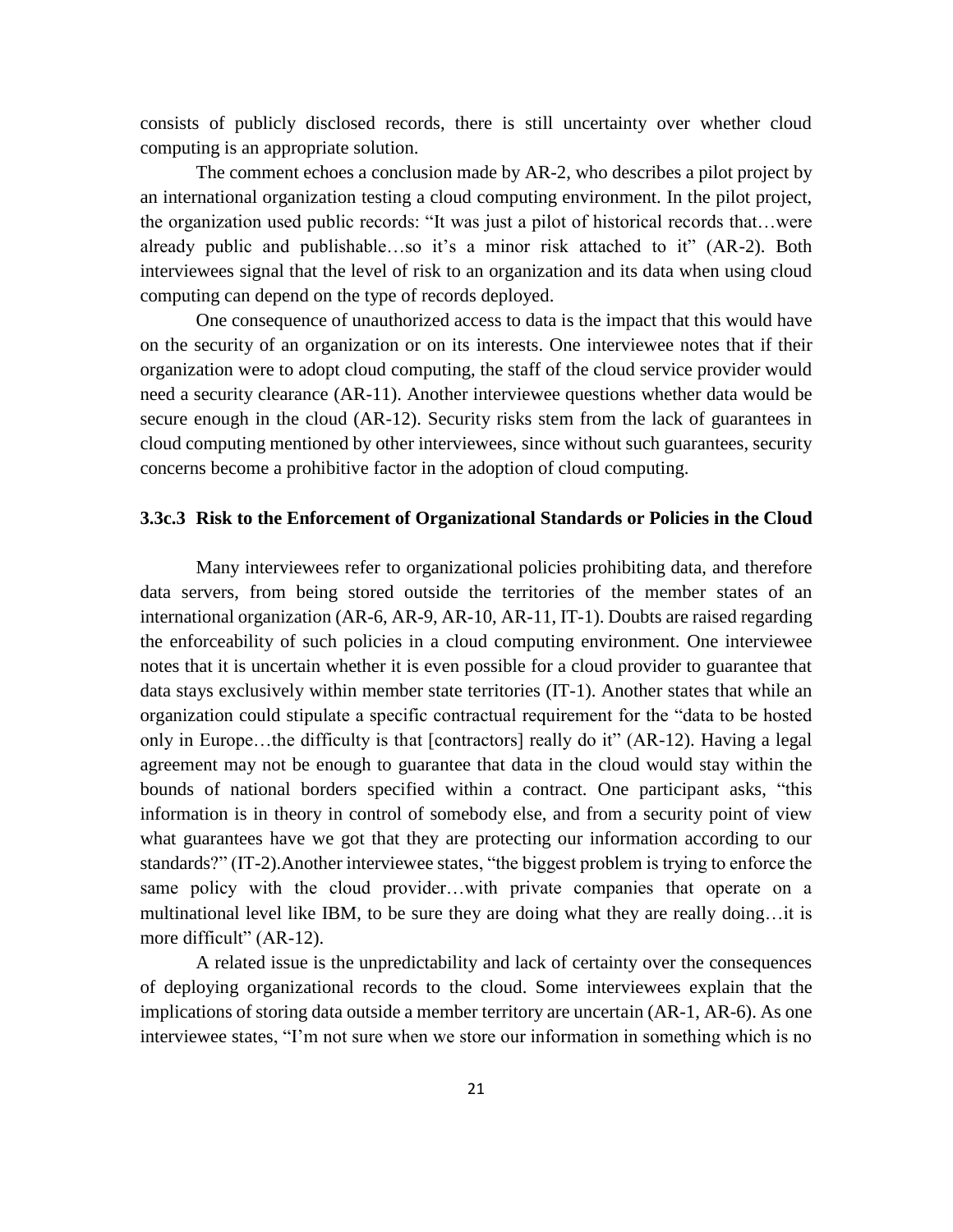consists of publicly disclosed records, there is still uncertainty over whether cloud computing is an appropriate solution.

The comment echoes a conclusion made by AR-2, who describes a pilot project by an international organization testing a cloud computing environment. In the pilot project, the organization used public records: "It was just a pilot of historical records that…were already public and publishable…so it's a minor risk attached to it" (AR-2). Both interviewees signal that the level of risk to an organization and its data when using cloud computing can depend on the type of records deployed.

One consequence of unauthorized access to data is the impact that this would have on the security of an organization or on its interests. One interviewee notes that if their organization were to adopt cloud computing, the staff of the cloud service provider would need a security clearance (AR-11). Another interviewee questions whether data would be secure enough in the cloud (AR-12). Security risks stem from the lack of guarantees in cloud computing mentioned by other interviewees, since without such guarantees, security concerns become a prohibitive factor in the adoption of cloud computing.

### 3.3c.3 Risk to the Enforcement of Organizational Standards or Policies in the Cloud

Many interviewees refer to organizational policies prohibiting data, and therefore data servers, from being stored outside the territories of the member states of an international organization (AR-6, AR-9, AR-10, AR-11, IT-1). Doubts are raised regarding the enforceability of such policies in a cloud computing environment. One interviewee notes that it is uncertain whether it is even possible for a cloud provider to guarantee that data stays exclusively within member state territories (IT-1). Another states that while an organization could stipulate a specific contractual requirement for the "data to be hosted only in Europe…the difficulty is that [contractors] really do it" (AR-12). Having a legal agreement may not be enough to guarantee that data in the cloud would stay within the bounds of national borders specified within a contract. One participant asks, "this information is in theory in control of somebody else, and from a security point of view what guarantees have we got that they are protecting our information according to our standards?" (IT-2).Another interviewee states, "the biggest problem is trying to enforce the same policy with the cloud provider…with private companies that operate on a multinational level like IBM, to be sure they are doing what they are really doing…it is more difficult" (AR-12).

A related issue is the unpredictability and lack of certainty over the consequences of deploying organizational records to the cloud. Some interviewees explain that the implications of storing data outside a member territory are uncertain (AR-1, AR-6). As one interviewee states, "I'm not sure when we store our information in something which is no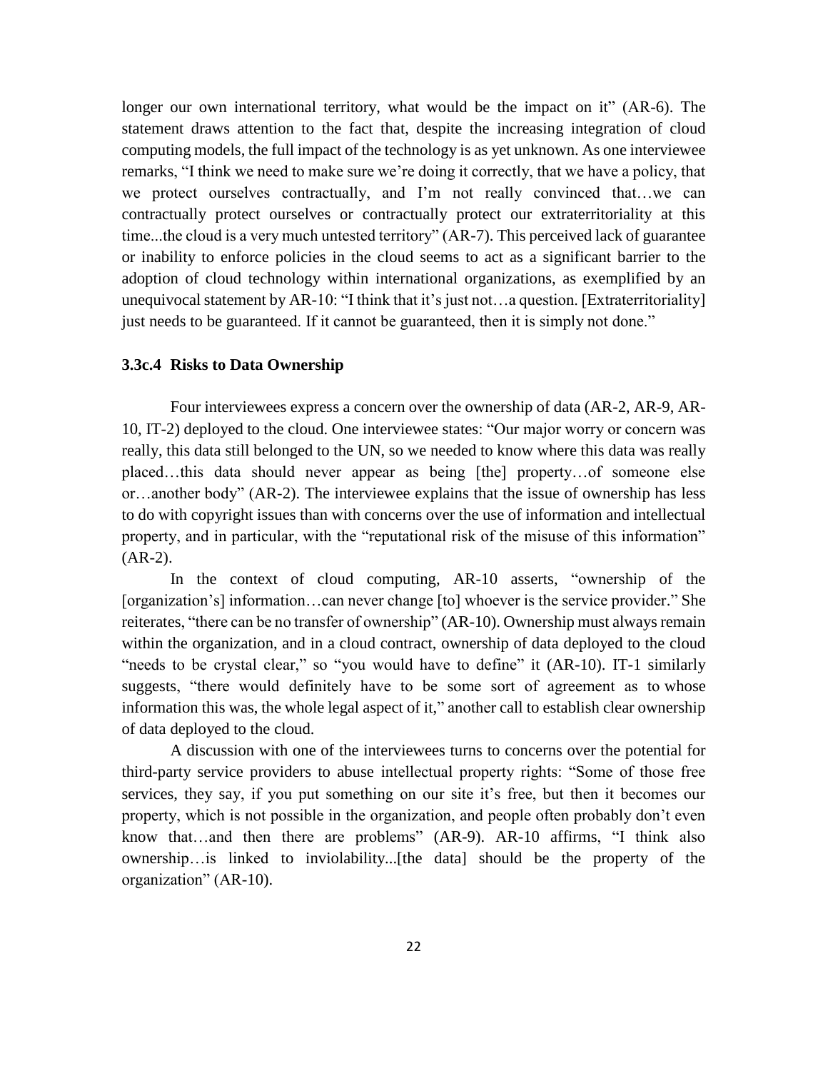longer our own international territory, what would be the impact on it" (AR-6). The statement draws attention to the fact that, despite the increasing integration of cloud computing models, the full impact of the technology is as yet unknown. As one interviewee remarks, "I think we need to make sure we're doing it correctly, that we have a policy, that we protect ourselves contractually, and I'm not really convinced that…we can contractually protect ourselves or contractually protect our extraterritoriality at this time...the cloud is a very much untested territory" (AR-7). This perceived lack of guarantee or inability to enforce policies in the cloud seems to act as a significant barrier to the adoption of cloud technology within international organizations, as exemplified by an unequivocal statement by AR-10: "I think that it's just not…a question. [Extraterritoriality] just needs to be guaranteed. If it cannot be guaranteed, then it is simply not done."

### 3.3c.4 Risks to Data Ownership

Four interviewees express a concern over the ownership of data (AR-2, AR-9, AR-10, IT-2) deployed to the cloud. One interviewee states: "Our major worry or concern was really, this data still belonged to the UN, so we needed to know where this data was really placed…this data should never appear as being [the] property…of someone else or…another body" (AR-2). The interviewee explains that the issue of ownership has less to do with copyright issues than with concerns over the use of information and intellectual property, and in particular, with the "reputational risk of the misuse of this information" (AR-2).

In the context of cloud computing, AR-10 asserts, "ownership of the [organization's] information…can never change [to] whoever is the service provider." She reiterates, "there can be no transfer of ownership" (AR-10). Ownership must always remain within the organization, and in a cloud contract, ownership of data deployed to the cloud "needs to be crystal clear," so "you would have to define" it (AR-10). IT-1 similarly suggests, "there would definitely have to be some sort of agreement as to whose information this was, the whole legal aspect of it," another call to establish clear ownership of data deployed to the cloud.

A discussion with one of the interviewees turns to concerns over the potential for third-party service providers to abuse intellectual property rights: "Some of those free services, they say, if you put something on our site it's free, but then it becomes our property, which is not possible in the organization, and people often probably don't even know that…and then there are problems" (AR-9). AR-10 affirms, "I think also ownership…is linked to inviolability...[the data] should be the property of the organization" (AR-10).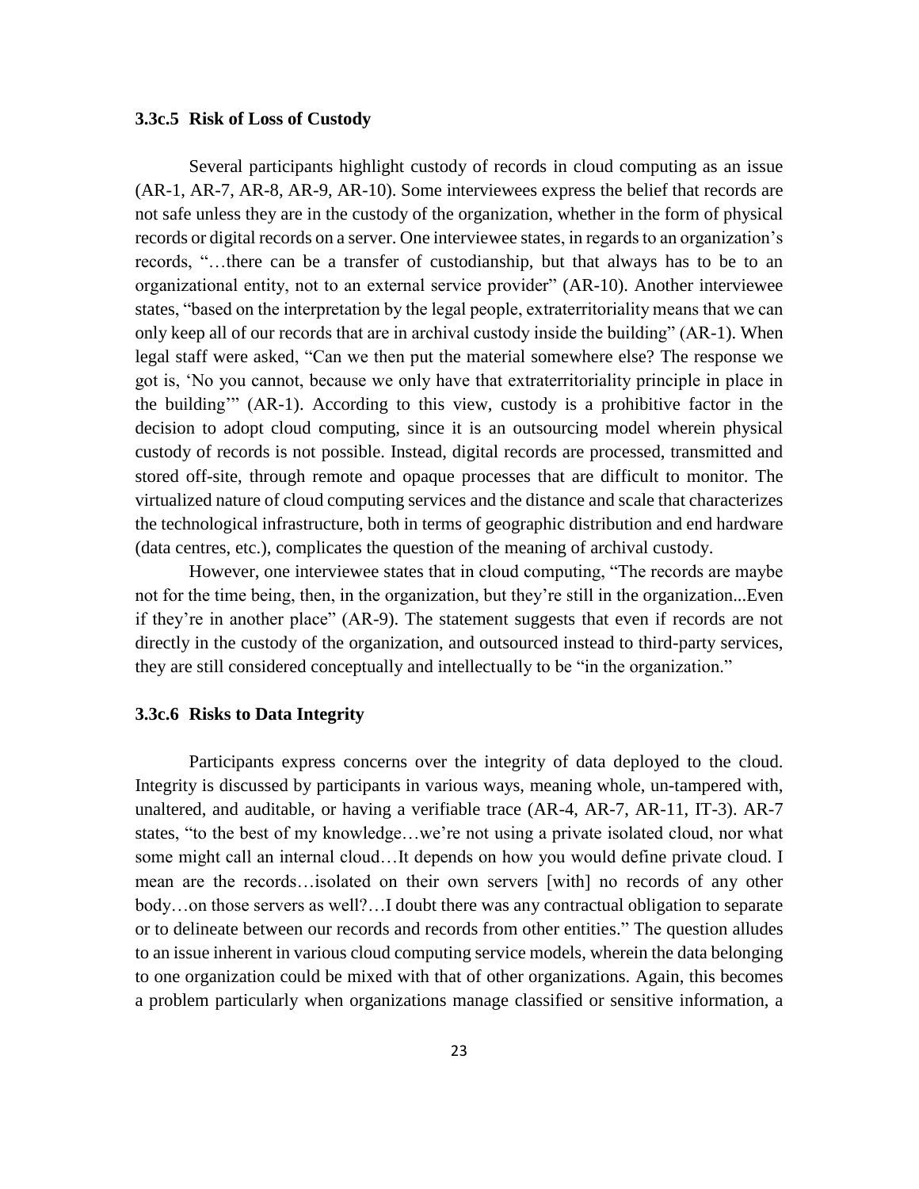### 3.3c.5 Risk of Loss of Custody

Several participants highlight custody of records in cloud computing as an issue (AR-1, AR-7, AR-8, AR-9, AR-10). Some interviewees express the belief that records are not safe unless they are in the custody of the organization, whether in the form of physical records or digital records on a server. One interviewee states, in regards to an organization's records, "…there can be a transfer of custodianship, but that always has to be to an organizational entity, not to an external service provider" (AR-10). Another interviewee states, "based on the interpretation by the legal people, extraterritoriality means that we can only keep all of our records that are in archival custody inside the building" (AR-1). When legal staff were asked, "Can we then put the material somewhere else? The response we got is, 'No you cannot, because we only have that extraterritoriality principle in place in the building'" (AR-1). According to this view, custody is a prohibitive factor in the decision to adopt cloud computing, since it is an outsourcing model wherein physical custody of records is not possible. Instead, digital records are processed, transmitted and stored off-site, through remote and opaque processes that are difficult to monitor. The virtualized nature of cloud computing services and the distance and scale that characterizes the technological infrastructure, both in terms of geographic distribution and end hardware (data centres, etc.), complicates the question of the meaning of archival custody.

However, one interviewee states that in cloud computing, "The records are maybe not for the time being, then, in the organization, but they're still in the organization...Even if they're in another place" (AR-9). The statement suggests that even if records are not directly in the custody of the organization, and outsourced instead to third-party services, they are still considered conceptually and intellectually to be "in the organization."

### 3.3c.6 Risks to Data Integrity

Participants express concerns over the integrity of data deployed to the cloud. Integrity is discussed by participants in various ways, meaning whole, un-tampered with, unaltered, and auditable, or having a verifiable trace (AR-4, AR-7, AR-11, IT-3). AR-7 states, "to the best of my knowledge…we're not using a private isolated cloud, nor what some might call an internal cloud…It depends on how you would define private cloud. I mean are the records…isolated on their own servers [with] no records of any other body…on those servers as well?…I doubt there was any contractual obligation to separate or to delineate between our records and records from other entities." The question alludes to an issue inherent in various cloud computing service models, wherein the data belonging to one organization could be mixed with that of other organizations. Again, this becomes a problem particularly when organizations manage classified or sensitive information, a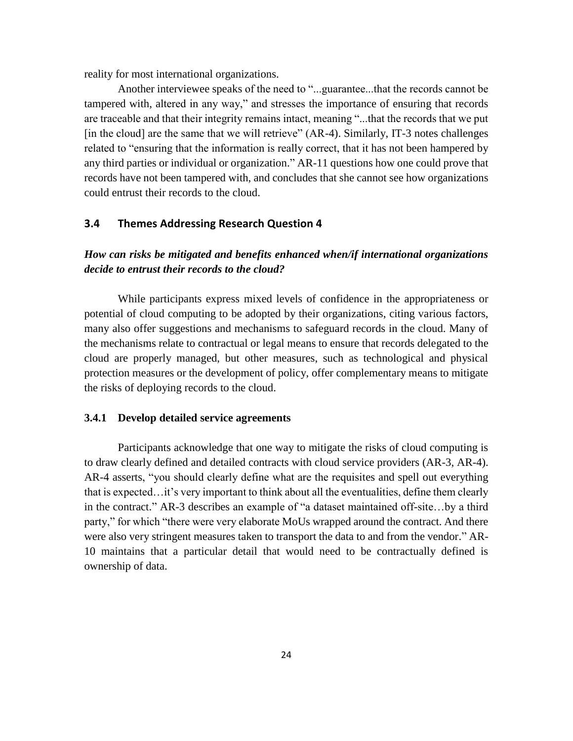reality for most international organizations.

Another interviewee speaks of the need to "...guarantee...that the records cannot be tampered with, altered in any way," and stresses the importance of ensuring that records are traceable and that their integrity remains intact, meaning "...that the records that we put [in the cloud] are the same that we will retrieve" (AR-4). Similarly, IT-3 notes challenges related to "ensuring that the information is really correct, that it has not been hampered by any third parties or individual or organization." AR-11 questions how one could prove that records have not been tampered with, and concludes that she cannot see how organizations could entrust their records to the cloud.

### 3.4 Themes Addressing Research Question 4

***How can risks be mitigated and benefits enhanced when/if international organizations decide to entrust their records to the cloud?***

While participants express mixed levels of confidence in the appropriateness or potential of cloud computing to be adopted by their organizations, citing various factors, many also offer suggestions and mechanisms to safeguard records in the cloud. Many of the mechanisms relate to contractual or legal means to ensure that records delegated to the cloud are properly managed, but other measures, such as technological and physical protection measures or the development of policy, offer complementary means to mitigate the risks of deploying records to the cloud.

#### 3.4.1 Develop detailed service agreements

Participants acknowledge that one way to mitigate the risks of cloud computing is to draw clearly defined and detailed contracts with cloud service providers (AR-3, AR-4). AR-4 asserts, "you should clearly define what are the requisites and spell out everything that is expected…it's very important to think about all the eventualities, define them clearly in the contract." AR-3 describes an example of "a dataset maintained off-site…by a third party," for which "there were very elaborate MoUs wrapped around the contract. And there were also very stringent measures taken to transport the data to and from the vendor." AR-10 maintains that a particular detail that would need to be contractually defined is ownership of data.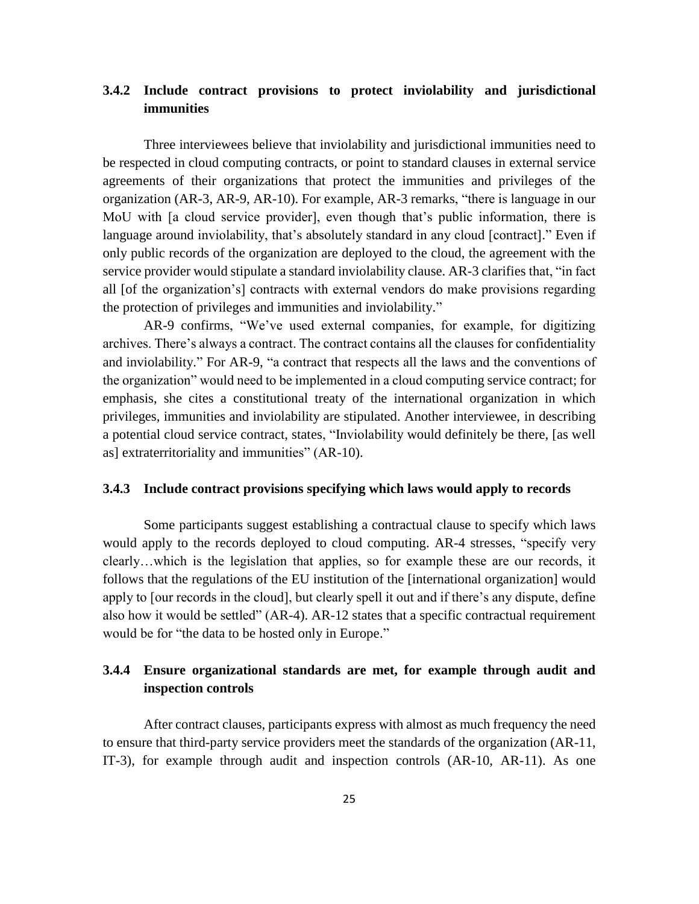### 3.4.2 Include contract provisions to protect inviolability and jurisdictional immunities

Three interviewees believe that inviolability and jurisdictional immunities need to be respected in cloud computing contracts, or point to standard clauses in external service agreements of their organizations that protect the immunities and privileges of the organization (AR-3, AR-9, AR-10). For example, AR-3 remarks, "there is language in our MoU with [a cloud service provider], even though that's public information, there is language around inviolability, that's absolutely standard in any cloud [contract]." Even if only public records of the organization are deployed to the cloud, the agreement with the service provider would stipulate a standard inviolability clause. AR-3 clarifies that, "in fact all [of the organization's] contracts with external vendors do make provisions regarding the protection of privileges and immunities and inviolability."

AR-9 confirms, "We've used external companies, for example, for digitizing archives. There's always a contract. The contract contains all the clauses for confidentiality and inviolability." For AR-9, "a contract that respects all the laws and the conventions of the organization" would need to be implemented in a cloud computing service contract; for emphasis, she cites a constitutional treaty of the international organization in which privileges, immunities and inviolability are stipulated. Another interviewee, in describing a potential cloud service contract, states, "Inviolability would definitely be there, [as well as] extraterritoriality and immunities" (AR-10).

### 3.4.3 Include contract provisions specifying which laws would apply to records

Some participants suggest establishing a contractual clause to specify which laws would apply to the records deployed to cloud computing. AR-4 stresses, "specify very clearly…which is the legislation that applies, so for example these are our records, it follows that the regulations of the EU institution of the [international organization] would apply to [our records in the cloud], but clearly spell it out and if there's any dispute, define also how it would be settled" (AR-4). AR-12 states that a specific contractual requirement would be for "the data to be hosted only in Europe."

### 3.4.4 Ensure organizational standards are met, for example through audit and inspection controls

After contract clauses, participants express with almost as much frequency the need to ensure that third-party service providers meet the standards of the organization (AR-11, IT-3), for example through audit and inspection controls (AR-10, AR-11). As one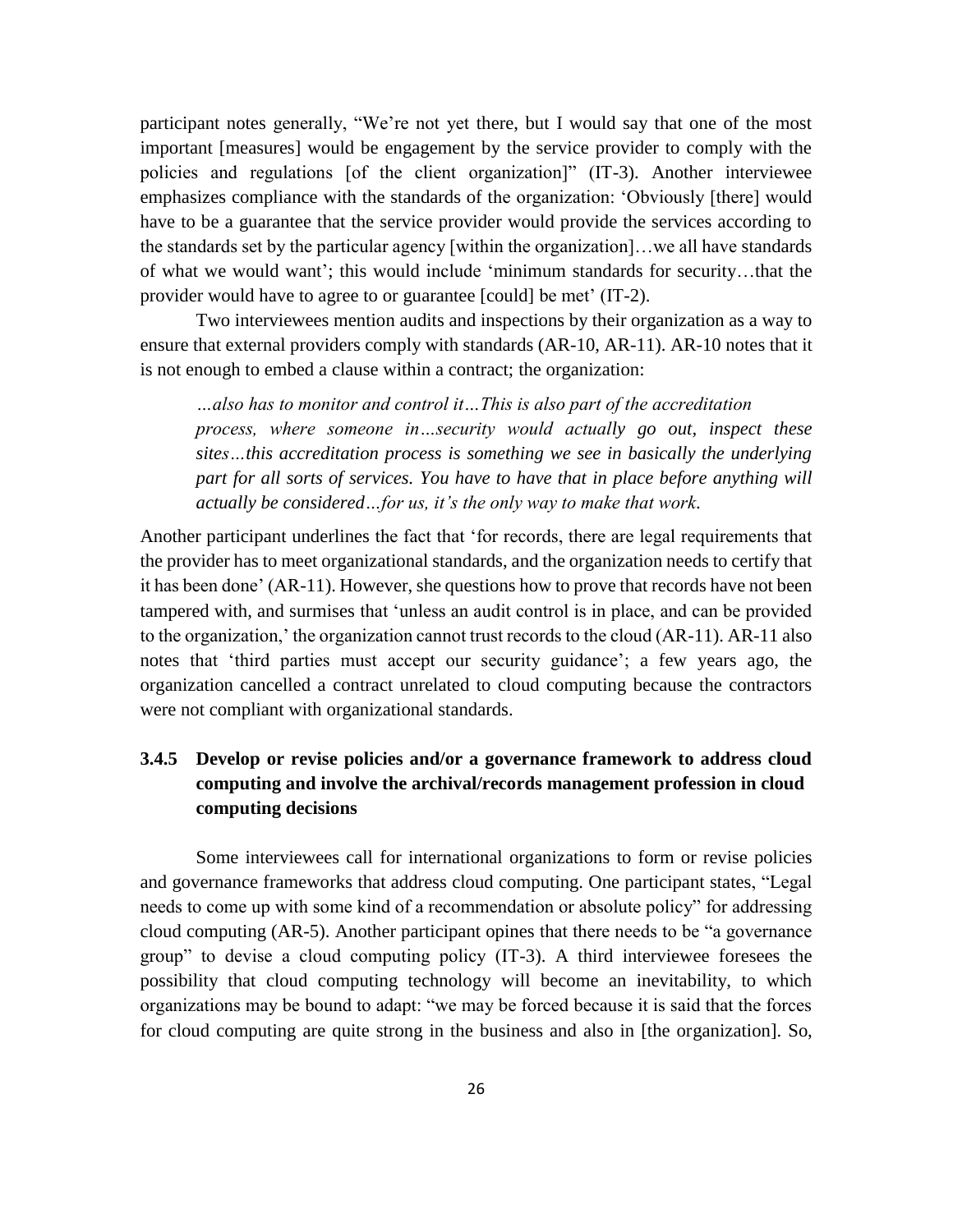participant notes generally, "We're not yet there, but I would say that one of the most important [measures] would be engagement by the service provider to comply with the policies and regulations [of the client organization]" (IT-3). Another interviewee emphasizes compliance with the standards of the organization: 'Obviously [there] would have to be a guarantee that the service provider would provide the services according to the standards set by the particular agency [within the organization]…we all have standards of what we would want'; this would include 'minimum standards for security…that the provider would have to agree to or guarantee [could] be met' (IT-2).

Two interviewees mention audits and inspections by their organization as a way to ensure that external providers comply with standards (AR-10, AR-11). AR-10 notes that it is not enough to embed a clause within a contract; the organization:

> *…also has to monitor and control it…This is also part of the accreditation process, where someone in…security would actually go out, inspect these sites…this accreditation process is something we see in basically the underlying part for all sorts of services. You have to have that in place before anything will actually be considered…for us, it's the only way to make that work.*

Another participant underlines the fact that 'for records, there are legal requirements that the provider has to meet organizational standards, and the organization needs to certify that it has been done' (AR-11). However, she questions how to prove that records have not been tampered with, and surmises that 'unless an audit control is in place, and can be provided to the organization,' the organization cannot trust records to the cloud (AR-11). AR-11 also notes that 'third parties must accept our security guidance'; a few years ago, the organization cancelled a contract unrelated to cloud computing because the contractors were not compliant with organizational standards.

### 3.4.5 Develop or revise policies and/or a governance framework to address cloud computing and involve the archival/records management profession in cloud computing decisions

Some interviewees call for international organizations to form or revise policies and governance frameworks that address cloud computing. One participant states, "Legal needs to come up with some kind of a recommendation or absolute policy" for addressing cloud computing (AR-5). Another participant opines that there needs to be "a governance group" to devise a cloud computing policy (IT-3). A third interviewee foresees the possibility that cloud computing technology will become an inevitability, to which organizations may be bound to adapt: "we may be forced because it is said that the forces for cloud computing are quite strong in the business and also in [the organization]. So,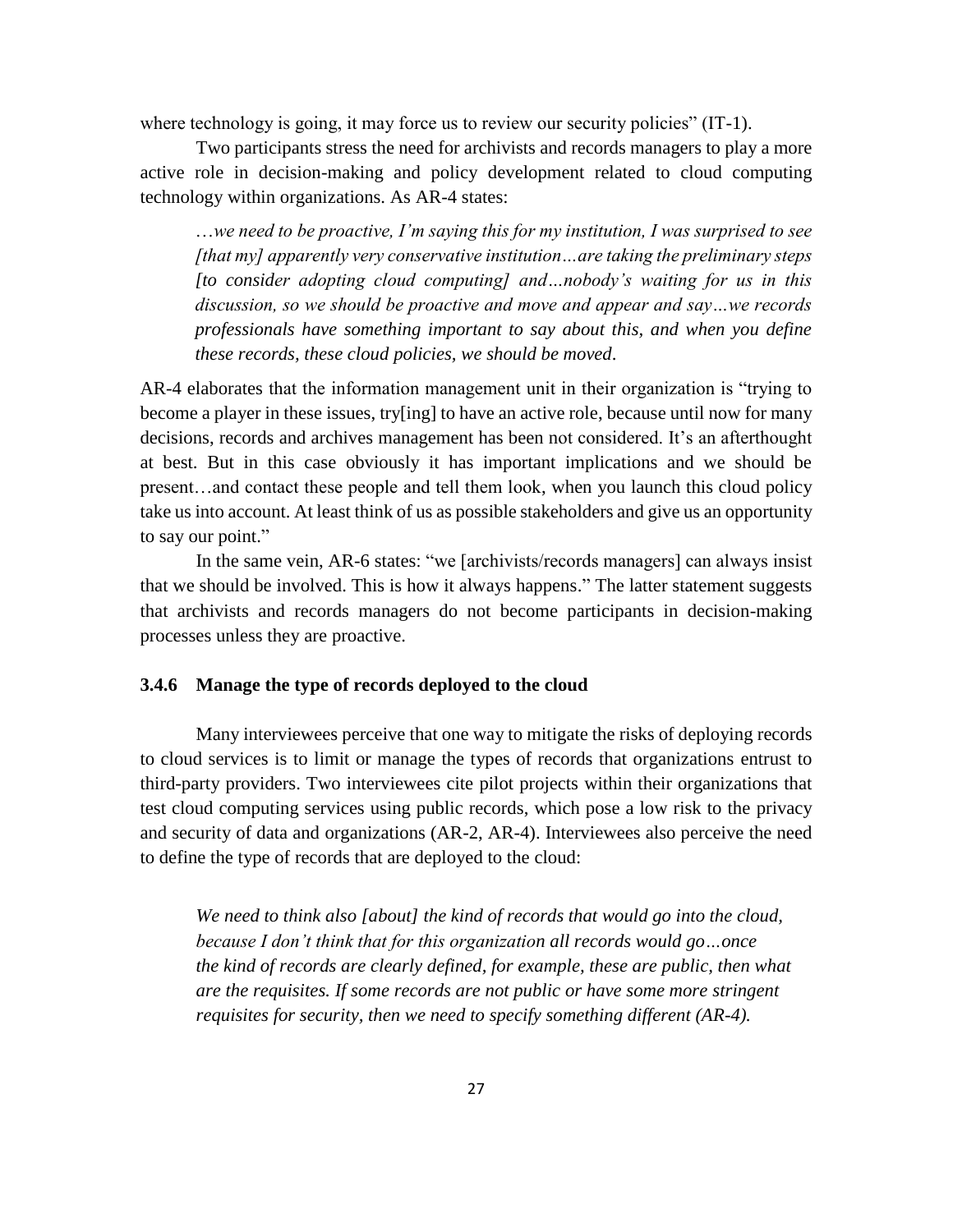where technology is going, it may force us to review our security policies" (IT-1).

Two participants stress the need for archivists and records managers to play a more active role in decision-making and policy development related to cloud computing technology within organizations. As AR-4 states:

> *…we need to be proactive, I'm saying this for my institution, I was surprised to see [that my] apparently very conservative institution…are taking the preliminary steps [to consider adopting cloud computing] and…nobody's waiting for us in this discussion, so we should be proactive and move and appear and say…we records professionals have something important to say about this, and when you define these records, these cloud policies, we should be moved.*

AR-4 elaborates that the information management unit in their organization is "trying to become a player in these issues, try[ing] to have an active role, because until now for many decisions, records and archives management has been not considered. It's an afterthought at best. But in this case obviously it has important implications and we should be present…and contact these people and tell them look, when you launch this cloud policy take us into account. At least think of us as possible stakeholders and give us an opportunity to say our point."

In the same vein, AR-6 states: "we [archivists/records managers] can always insist that we should be involved. This is how it always happens." The latter statement suggests that archivists and records managers do not become participants in decision-making processes unless they are proactive.

### 3.4.6 Manage the type of records deployed to the cloud

Many interviewees perceive that one way to mitigate the risks of deploying records to cloud services is to limit or manage the types of records that organizations entrust to third-party providers. Two interviewees cite pilot projects within their organizations that test cloud computing services using public records, which pose a low risk to the privacy and security of data and organizations (AR-2, AR-4). Interviewees also perceive the need to define the type of records that are deployed to the cloud:

> *We need to think also [about] the kind of records that would go into the cloud, because I don't think that for this organization all records would go…once the kind of records are clearly defined, for example, these are public, then what are the requisites. If some records are not public or have some more stringent requisites for security, then we need to specify something different (AR-4).*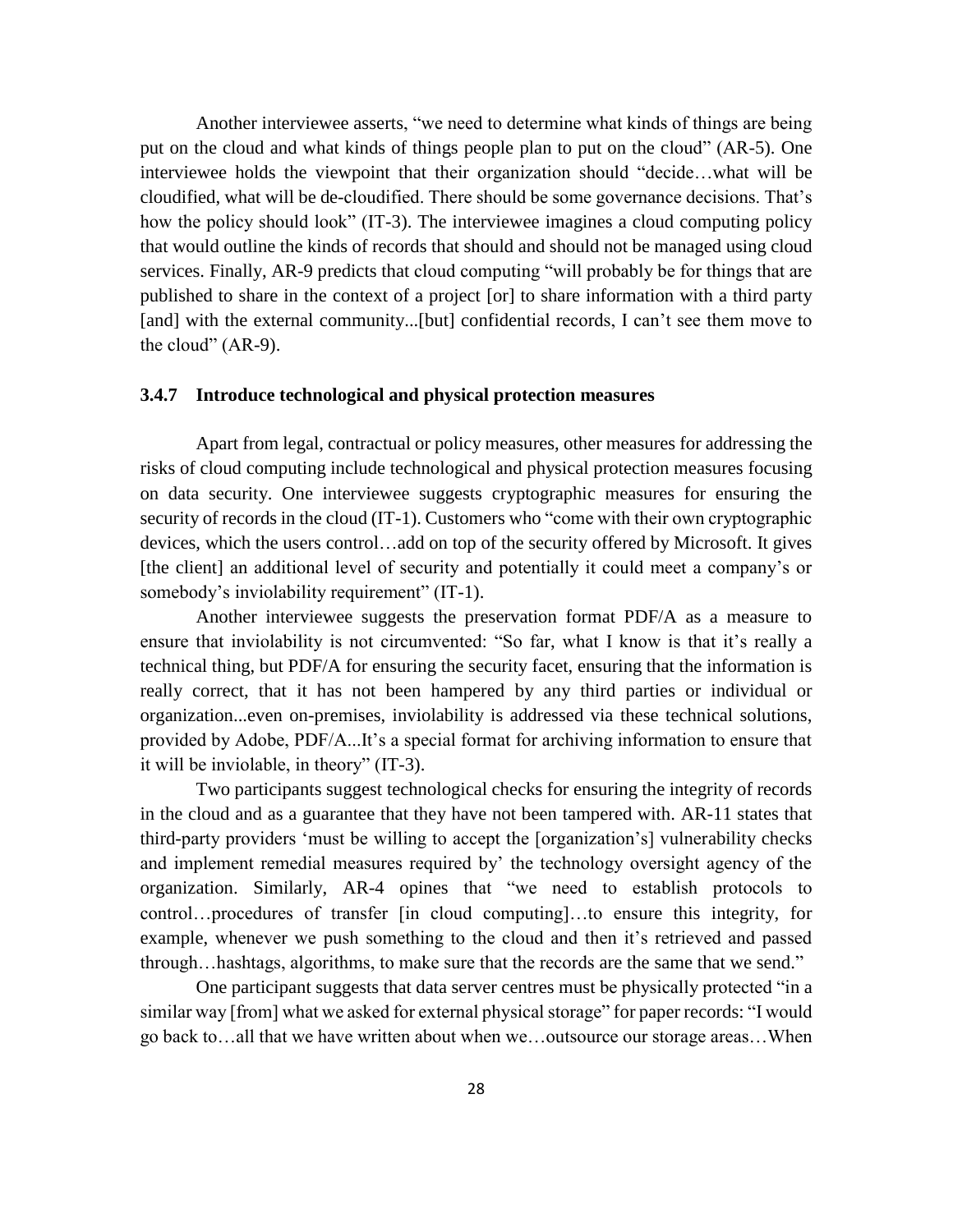Another interviewee asserts, "we need to determine what kinds of things are being put on the cloud and what kinds of things people plan to put on the cloud" (AR-5). One interviewee holds the viewpoint that their organization should "decide…what will be cloudified, what will be de-cloudified. There should be some governance decisions. That's how the policy should look" (IT-3). The interviewee imagines a cloud computing policy that would outline the kinds of records that should and should not be managed using cloud services. Finally, AR-9 predicts that cloud computing "will probably be for things that are published to share in the context of a project [or] to share information with a third party [and] with the external community...[but] confidential records, I can't see them move to the cloud" (AR-9).

### 3.4.7 Introduce technological and physical protection measures

Apart from legal, contractual or policy measures, other measures for addressing the risks of cloud computing include technological and physical protection measures focusing on data security. One interviewee suggests cryptographic measures for ensuring the security of records in the cloud (IT-1). Customers who "come with their own cryptographic devices, which the users control…add on top of the security offered by Microsoft. It gives [the client] an additional level of security and potentially it could meet a company's or somebody's inviolability requirement" (IT-1).

Another interviewee suggests the preservation format PDF/A as a measure to ensure that inviolability is not circumvented: "So far, what I know is that it's really a technical thing, but PDF/A for ensuring the security facet, ensuring that the information is really correct, that it has not been hampered by any third parties or individual or organization...even on-premises, inviolability is addressed via these technical solutions, provided by Adobe, PDF/A...It's a special format for archiving information to ensure that it will be inviolable, in theory" (IT-3).

Two participants suggest technological checks for ensuring the integrity of records in the cloud and as a guarantee that they have not been tampered with. AR-11 states that third-party providers 'must be willing to accept the [organization's] vulnerability checks and implement remedial measures required by' the technology oversight agency of the organization. Similarly, AR-4 opines that "we need to establish protocols to control…procedures of transfer [in cloud computing]…to ensure this integrity, for example, whenever we push something to the cloud and then it's retrieved and passed through…hashtags, algorithms, to make sure that the records are the same that we send."

One participant suggests that data server centres must be physically protected "in a similar way [from] what we asked for external physical storage" for paper records: "I would go back to…all that we have written about when we…outsource our storage areas…When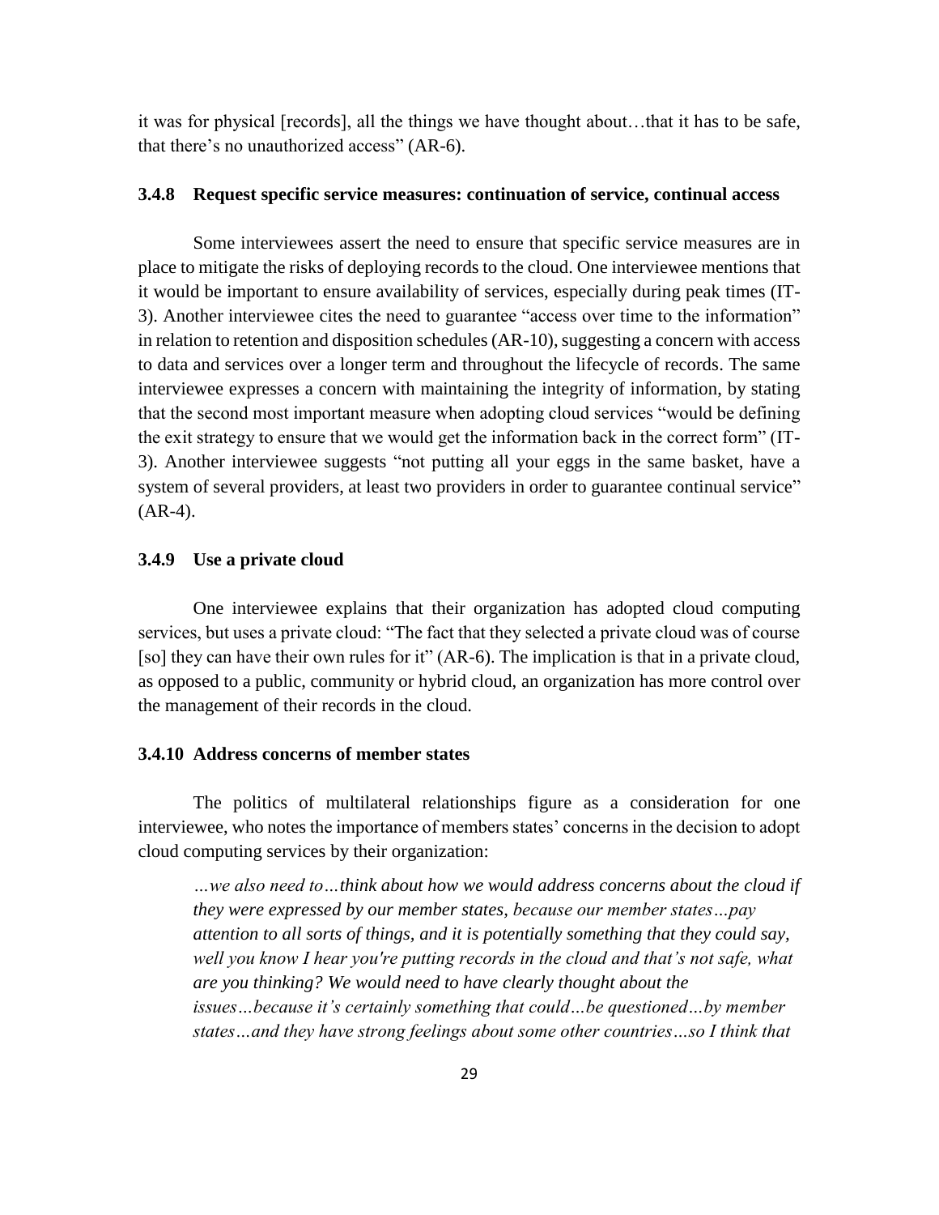it was for physical [records], all the things we have thought about…that it has to be safe, that there's no unauthorized access" (AR-6).

### 3.4.8 Request specific service measures: continuation of service, continual access

Some interviewees assert the need to ensure that specific service measures are in place to mitigate the risks of deploying records to the cloud. One interviewee mentions that it would be important to ensure availability of services, especially during peak times (IT-3). Another interviewee cites the need to guarantee "access over time to the information" in relation to retention and disposition schedules (AR-10), suggesting a concern with access to data and services over a longer term and throughout the lifecycle of records. The same interviewee expresses a concern with maintaining the integrity of information, by stating that the second most important measure when adopting cloud services "would be defining the exit strategy to ensure that we would get the information back in the correct form" (IT-3). Another interviewee suggests "not putting all your eggs in the same basket, have a system of several providers, at least two providers in order to guarantee continual service" (AR-4).

### 3.4.9 Use a private cloud

One interviewee explains that their organization has adopted cloud computing services, but uses a private cloud: "The fact that they selected a private cloud was of course [so] they can have their own rules for it" (AR-6). The implication is that in a private cloud, as opposed to a public, community or hybrid cloud, an organization has more control over the management of their records in the cloud.

### 3.4.10 Address concerns of member states

The politics of multilateral relationships figure as a consideration for one interviewee, who notes the importance of members states' concerns in the decision to adopt cloud computing services by their organization:

> *…we also need to…think about how we would address concerns about the cloud if they were expressed by our member states, because our member states…pay attention to all sorts of things, and it is potentially something that they could say, well you know I hear you're putting records in the cloud and that's not safe, what are you thinking? We would need to have clearly thought about the issues…because it's certainly something that could…be questioned…by member states…and they have strong feelings about some other countries…so I think that*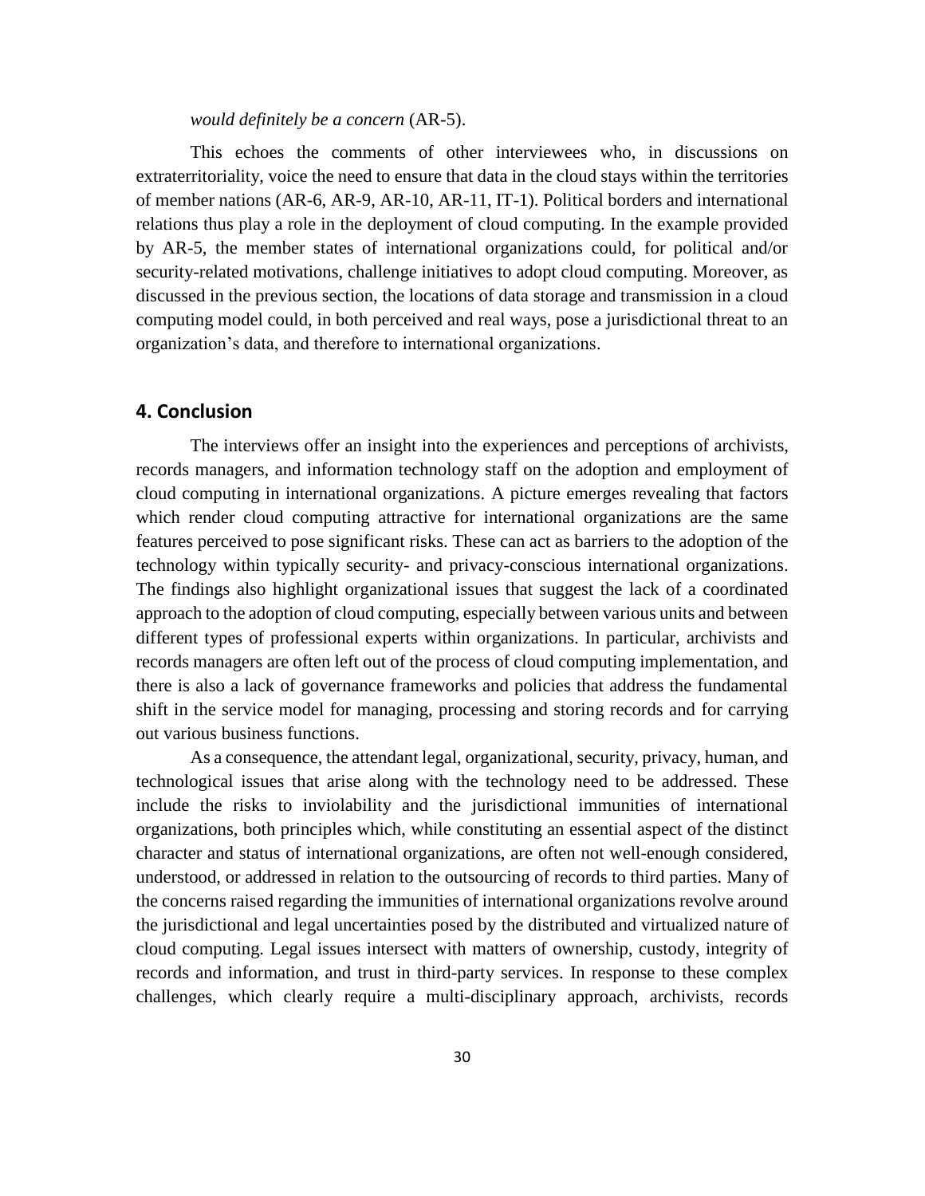*would definitely be a concern* (AR-5).

This echoes the comments of other interviewees who, in discussions on extraterritoriality, voice the need to ensure that data in the cloud stays within the territories of member nations (AR-6, AR-9, AR-10, AR-11, IT-1). Political borders and international relations thus play a role in the deployment of cloud computing. In the example provided by AR-5, the member states of international organizations could, for political and/or security-related motivations, challenge initiatives to adopt cloud computing. Moreover, as discussed in the previous section, the locations of data storage and transmission in a cloud computing model could, in both perceived and real ways, pose a jurisdictional threat to an organization's data, and therefore to international organizations.

## 4. Conclusion

The interviews offer an insight into the experiences and perceptions of archivists, records managers, and information technology staff on the adoption and employment of cloud computing in international organizations. A picture emerges revealing that factors which render cloud computing attractive for international organizations are the same features perceived to pose significant risks. These can act as barriers to the adoption of the technology within typically security- and privacy-conscious international organizations. The findings also highlight organizational issues that suggest the lack of a coordinated approach to the adoption of cloud computing, especially between various units and between different types of professional experts within organizations. In particular, archivists and records managers are often left out of the process of cloud computing implementation, and there is also a lack of governance frameworks and policies that address the fundamental shift in the service model for managing, processing and storing records and for carrying out various business functions.

As a consequence, the attendant legal, organizational, security, privacy, human, and technological issues that arise along with the technology need to be addressed. These include the risks to inviolability and the jurisdictional immunities of international organizations, both principles which, while constituting an essential aspect of the distinct character and status of international organizations, are often not well-enough considered, understood, or addressed in relation to the outsourcing of records to third parties. Many of the concerns raised regarding the immunities of international organizations revolve around the jurisdictional and legal uncertainties posed by the distributed and virtualized nature of cloud computing. Legal issues intersect with matters of ownership, custody, integrity of records and information, and trust in third-party services. In response to these complex challenges, which clearly require a multi-disciplinary approach, archivists, records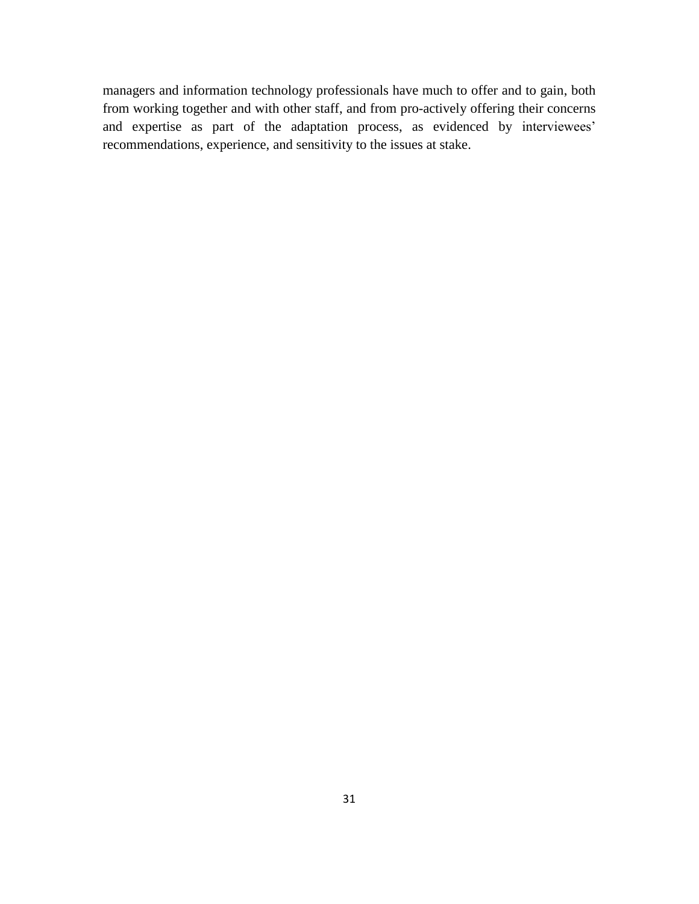managers and information technology professionals have much to offer and to gain, both from working together and with other staff, and from pro-actively offering their concerns and expertise as part of the adaptation process, as evidenced by interviewees' recommendations, experience, and sensitivity to the issues at stake.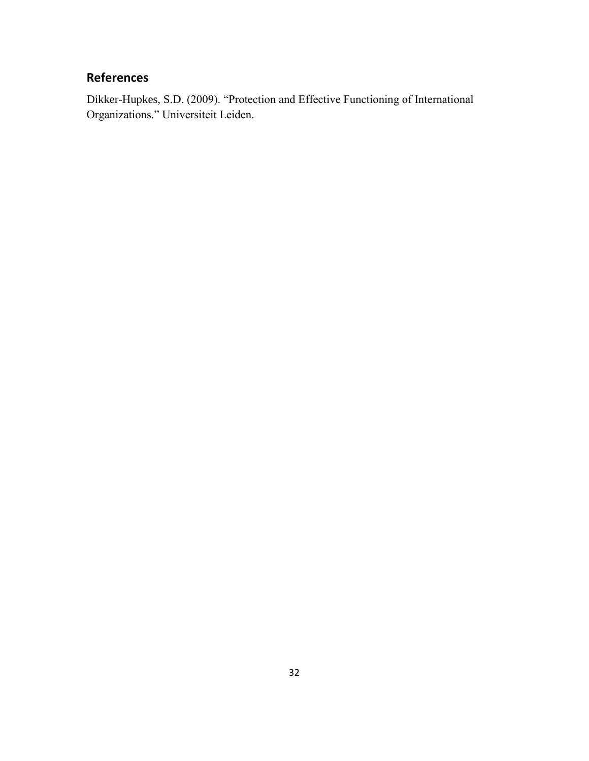## References

Dikker-Hupkes, S.D. (2009). "Protection and Effective Functioning of International Organizations." Universiteit Leiden.